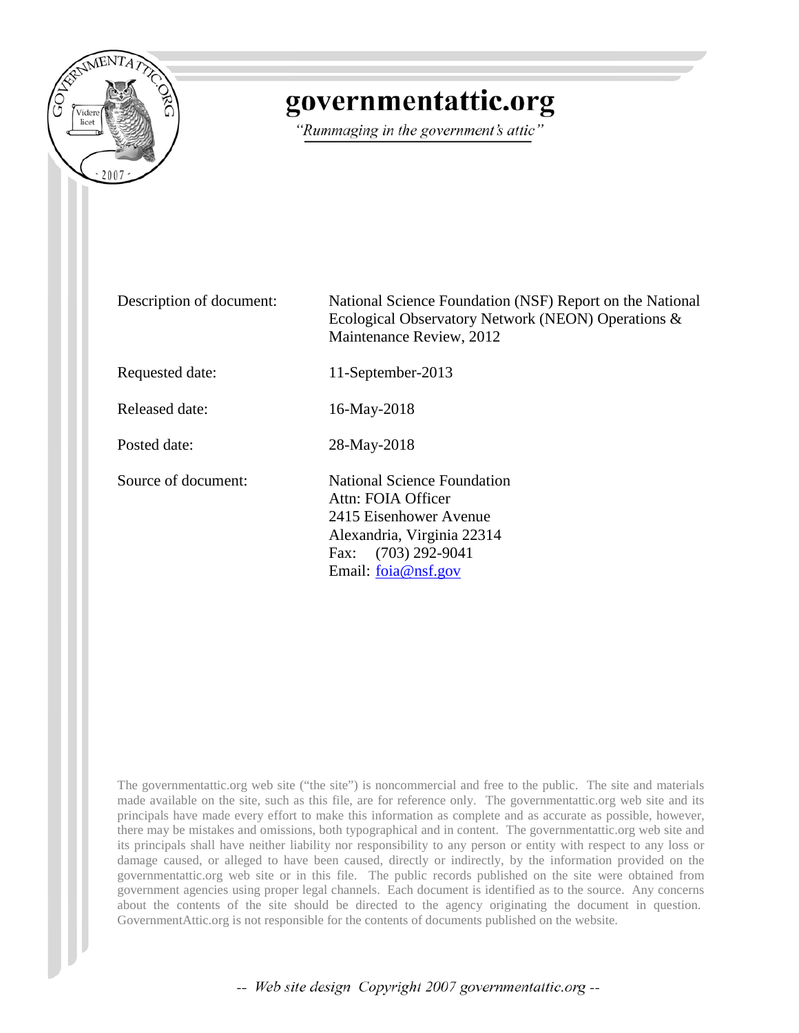# governmentattic.org

*"Rummaging in the government's attic"*

| | |
|---|---|
| Description of document: | National Science Foundation (NSF) Report on the National Ecological Observatory Network (NEON) Operations & Maintenance Review, 2012 |
| Requested date: | 11-September-2013 |
| Released date: | 16-May-2018 |
| Posted date: | 28-May-2018 |
| Source of document: | National Science Foundation<br>Attn: FOIA Officer<br>2415 Eisenhower Avenue<br>Alexandria, Virginia 22314<br>Fax: (703) 292-9041<br>Email: foia@nsf.gov |

The governmentattic.org web site ("the site") is noncommercial and free to the public. The site and materials made available on the site, such as this file, are for reference only. The governmentattic.org web site and its principals have made every effort to make this information as complete and as accurate as possible, however, there may be mistakes and omissions, both typographical and in content. The governmentattic.org web site and its principals shall have neither liability nor responsibility to any person or entity with respect to any loss or damage caused, or alleged to have been caused, directly or indirectly, by the information provided on the governmentattic.org web site or in this file. The public records published on the site were obtained from government agencies using proper legal channels. Each document is identified as to the source. Any concerns about the contents of the site should be directed to the agency originating the document in question. GovernmentAttic.org is not responsible for the contents of documents published on the website.

-- *Web site design Copyright 2007 governmentattic.org* --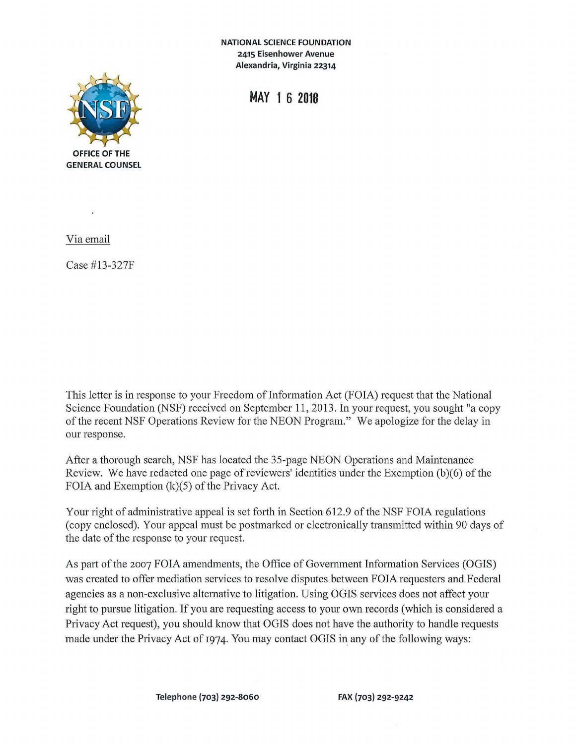NATIONAL SCIENCE FOUNDATION
2415 Eisenhower Avenue
Alexandria, Virginia 22314

MAY 16 2018

OFFICE OF THE GENERAL COUNSEL

Via email

Case #13-327F

This letter is in response to your Freedom of Information Act (FOIA) request that the National Science Foundation (NSF) received on September 11, 2013. In your request, you sought "a copy of the recent NSF Operations Review for the NEON Program." We apologize for the delay in our response.

After a thorough search, NSF has located the 35-page NEON Operations and Maintenance Review. We have redacted one page of reviewers' identities under the Exemption (b)(6) of the FOIA and Exemption (k)(5) of the Privacy Act.

Your right of administrative appeal is set forth in Section 612.9 of the NSF FOIA regulations (copy enclosed). Your appeal must be postmarked or electronically transmitted within 90 days of the date of the response to your request.

As part of the 2007 FOIA amendments, the Office of Government Information Services (OGIS) was created to offer mediation services to resolve disputes between FOIA requesters and Federal agencies as a non-exclusive alternative to litigation. Using OGIS services does not affect your right to pursue litigation. If you are requesting access to your own records (which is considered a Privacy Act request), you should know that OGIS does not have the authority to handle requests made under the Privacy Act of 1974. You may contact OGIS in any of the following ways:

Telephone (703) 292-8060 FAX (703) 292-9242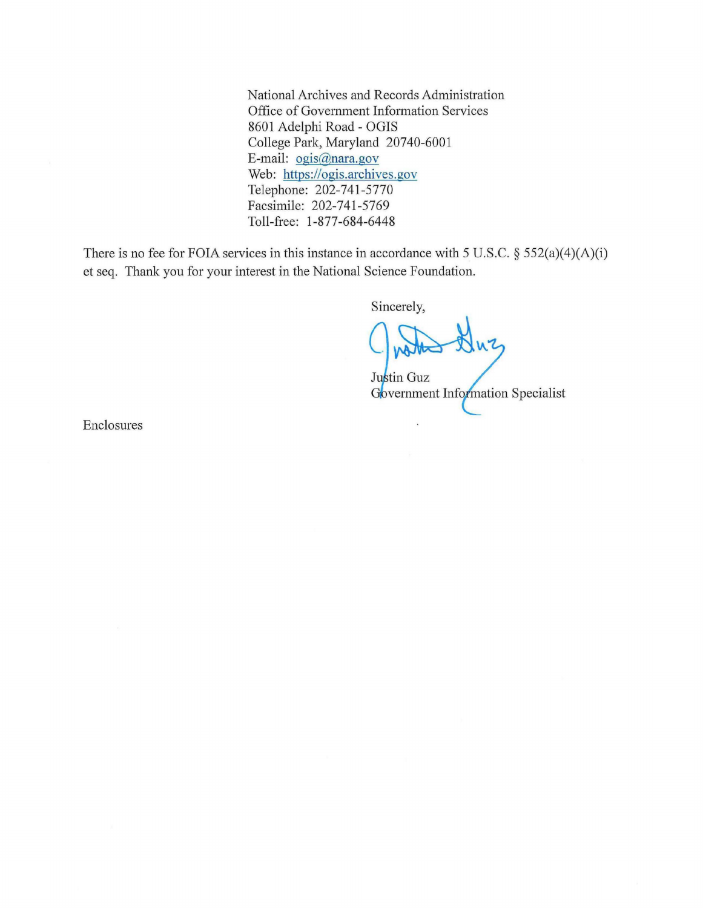National Archives and Records Administration
Office of Government Information Services
8601 Adelphi Road - OGIS
College Park, Maryland 20740-6001
E-mail: ogis@nara.gov
Web: https://ogis.archives.gov
Telephone: 202-741-5770
Facsimile: 202-741-5769
Toll-free: 1-877-684-6448

There is no fee for FOIA services in this instance in accordance with 5 U.S.C. § 552(a)(4)(A)(i) et seq. Thank you for your interest in the National Science Foundation.

Sincerely,

Justin Guz
Government Information Specialist

Enclosures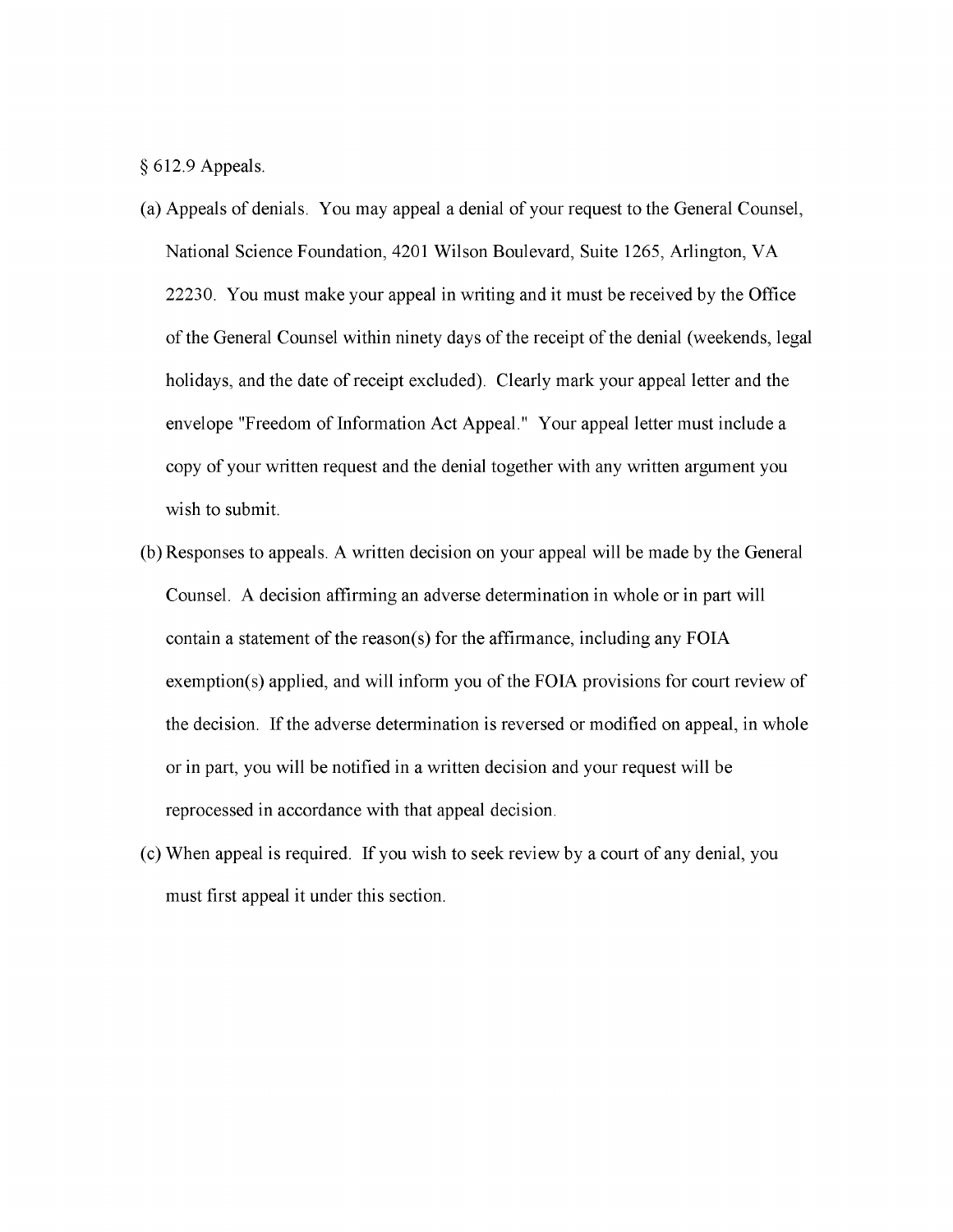§ 612.9 Appeals.

(a) Appeals of denials. You may appeal a denial of your request to the General Counsel, National Science Foundation, 4201 Wilson Boulevard, Suite 1265, Arlington, VA 22230. You must make your appeal in writing and it must be received by the Office of the General Counsel within ninety days of the receipt of the denial (weekends, legal holidays, and the date of receipt excluded). Clearly mark your appeal letter and the envelope "Freedom of Information Act Appeal." Your appeal letter must include a copy of your written request and the denial together with any written argument you wish to submit.

(b) Responses to appeals. A written decision on your appeal will be made by the General Counsel. A decision affirming an adverse determination in whole or in part will contain a statement of the reason(s) for the affirmance, including any FOIA exemption(s) applied, and will inform you of the FOIA provisions for court review of the decision. If the adverse determination is reversed or modified on appeal, in whole or in part, you will be notified in a written decision and your request will be reprocessed in accordance with that appeal decision.

(c) When appeal is required. If you wish to seek review by a court of any denial, you must first appeal it under this section.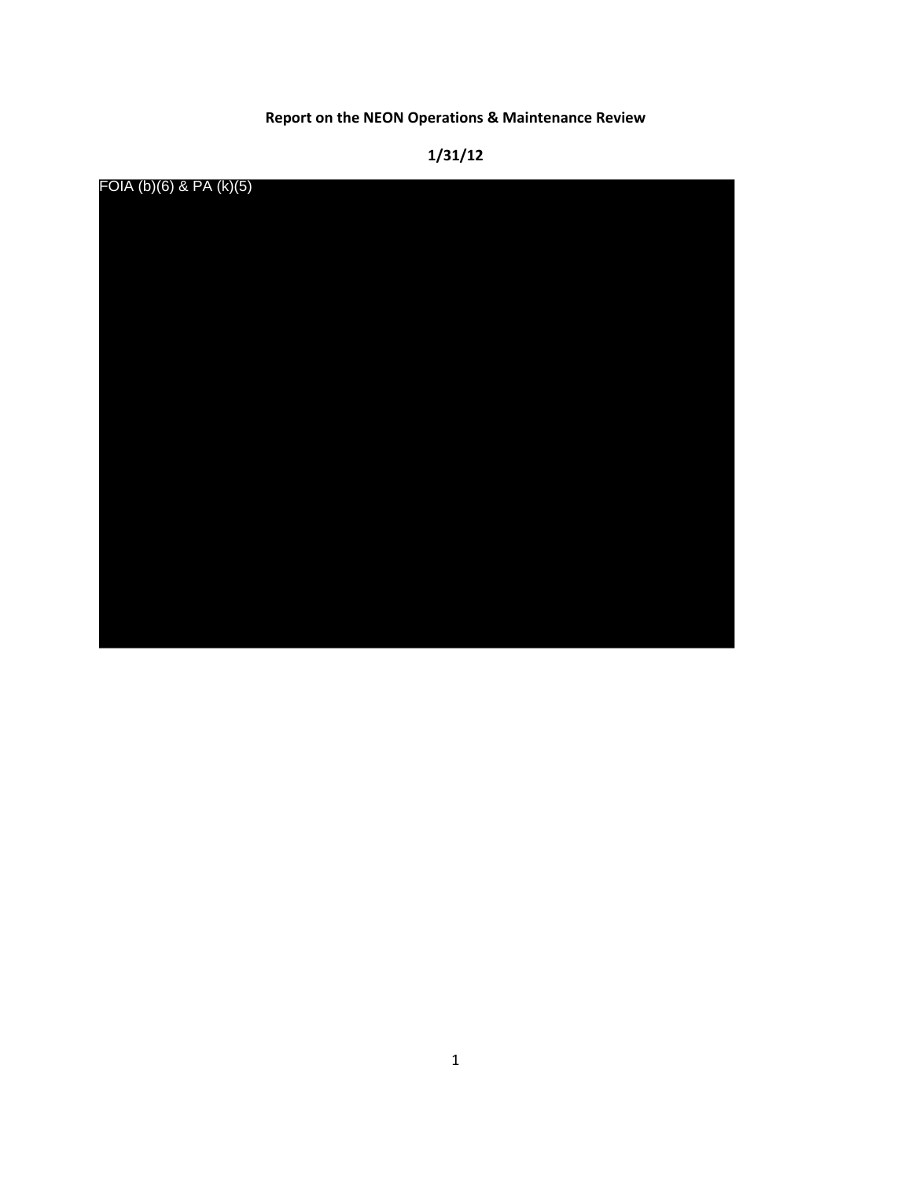**Report on the NEON Operations & Maintenance Review**

**1/31/12**

FOIA (b)(6) & PA (k)(5)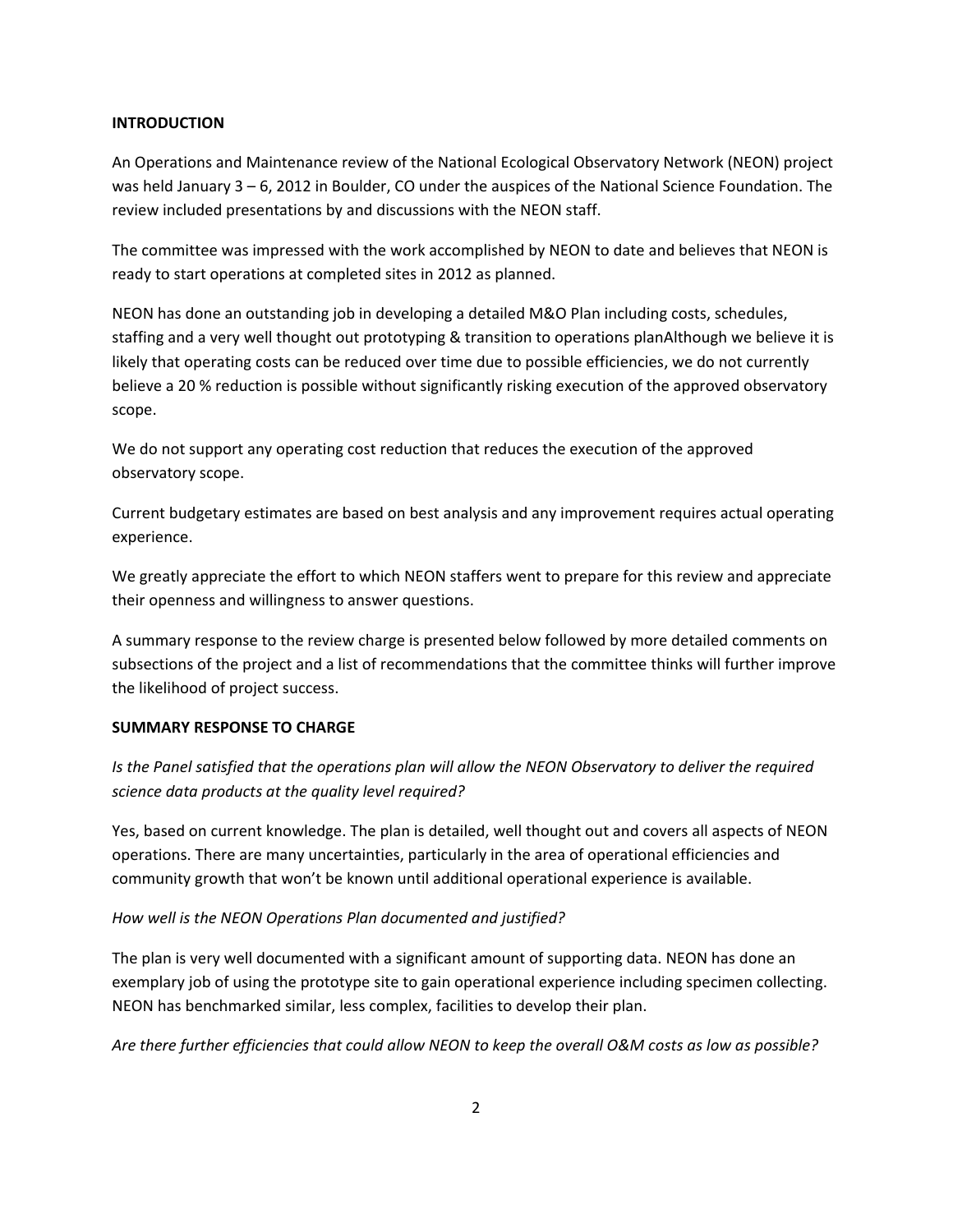## INTRODUCTION

An Operations and Maintenance review of the National Ecological Observatory Network (NEON) project was held January 3 – 6, 2012 in Boulder, CO under the auspices of the National Science Foundation. The review included presentations by and discussions with the NEON staff.

The committee was impressed with the work accomplished by NEON to date and believes that NEON is ready to start operations at completed sites in 2012 as planned.

NEON has done an outstanding job in developing a detailed M&O Plan including costs, schedules, staffing and a very well thought out prototyping & transition to operations planAlthough we believe it is likely that operating costs can be reduced over time due to possible efficiencies, we do not currently believe a 20 % reduction is possible without significantly risking execution of the approved observatory scope.

We do not support any operating cost reduction that reduces the execution of the approved observatory scope.

Current budgetary estimates are based on best analysis and any improvement requires actual operating experience.

We greatly appreciate the effort to which NEON staffers went to prepare for this review and appreciate their openness and willingness to answer questions.

A summary response to the review charge is presented below followed by more detailed comments on subsections of the project and a list of recommendations that the committee thinks will further improve the likelihood of project success.

## SUMMARY RESPONSE TO CHARGE

*Is the Panel satisfied that the operations plan will allow the NEON Observatory to deliver the required science data products at the quality level required?*

Yes, based on current knowledge. The plan is detailed, well thought out and covers all aspects of NEON operations. There are many uncertainties, particularly in the area of operational efficiencies and community growth that won't be known until additional operational experience is available.

*How well is the NEON Operations Plan documented and justified?*

The plan is very well documented with a significant amount of supporting data. NEON has done an exemplary job of using the prototype site to gain operational experience including specimen collecting. NEON has benchmarked similar, less complex, facilities to develop their plan.

*Are there further efficiencies that could allow NEON to keep the overall O&M costs as low as possible?*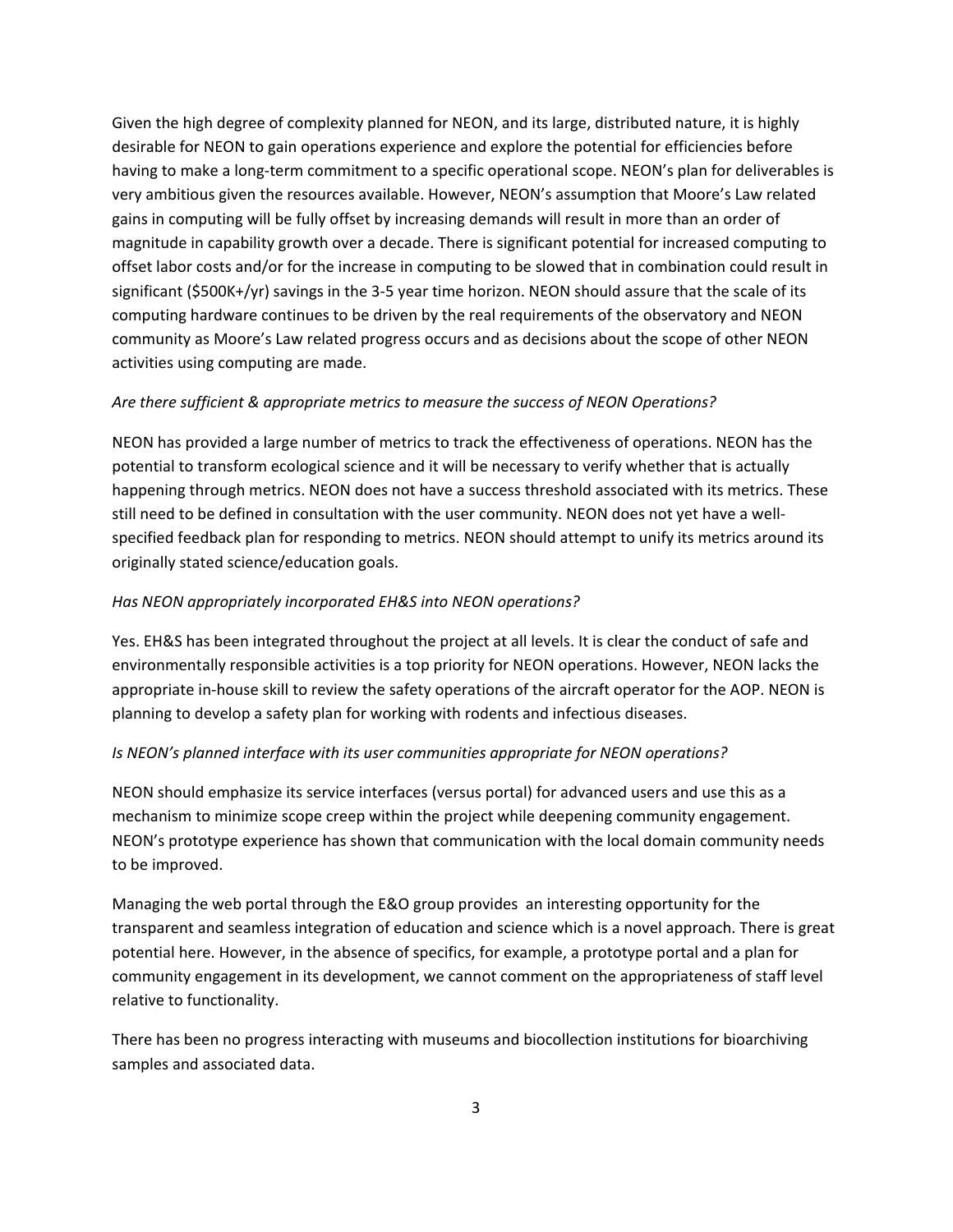Given the high degree of complexity planned for NEON, and its large, distributed nature, it is highly desirable for NEON to gain operations experience and explore the potential for efficiencies before having to make a long-term commitment to a specific operational scope. NEON's plan for deliverables is very ambitious given the resources available. However, NEON's assumption that Moore's Law related gains in computing will be fully offset by increasing demands will result in more than an order of magnitude in capability growth over a decade. There is significant potential for increased computing to offset labor costs and/or for the increase in computing to be slowed that in combination could result in significant ($500K+/yr) savings in the 3-5 year time horizon. NEON should assure that the scale of its computing hardware continues to be driven by the real requirements of the observatory and NEON community as Moore's Law related progress occurs and as decisions about the scope of other NEON activities using computing are made.

*Are there sufficient & appropriate metrics to measure the success of NEON Operations?*

NEON has provided a large number of metrics to track the effectiveness of operations. NEON has the potential to transform ecological science and it will be necessary to verify whether that is actually happening through metrics. NEON does not have a success threshold associated with its metrics. These still need to be defined in consultation with the user community. NEON does not yet have a well-specified feedback plan for responding to metrics. NEON should attempt to unify its metrics around its originally stated science/education goals.

*Has NEON appropriately incorporated EH&S into NEON operations?*

Yes. EH&S has been integrated throughout the project at all levels. It is clear the conduct of safe and environmentally responsible activities is a top priority for NEON operations. However, NEON lacks the appropriate in-house skill to review the safety operations of the aircraft operator for the AOP. NEON is planning to develop a safety plan for working with rodents and infectious diseases.

*Is NEON's planned interface with its user communities appropriate for NEON operations?*

NEON should emphasize its service interfaces (versus portal) for advanced users and use this as a mechanism to minimize scope creep within the project while deepening community engagement. NEON's prototype experience has shown that communication with the local domain community needs to be improved.

Managing the web portal through the E&O group provides an interesting opportunity for the transparent and seamless integration of education and science which is a novel approach. There is great potential here. However, in the absence of specifics, for example, a prototype portal and a plan for community engagement in its development, we cannot comment on the appropriateness of staff level relative to functionality.

There has been no progress interacting with museums and biocollection institutions for bioarchiving samples and associated data.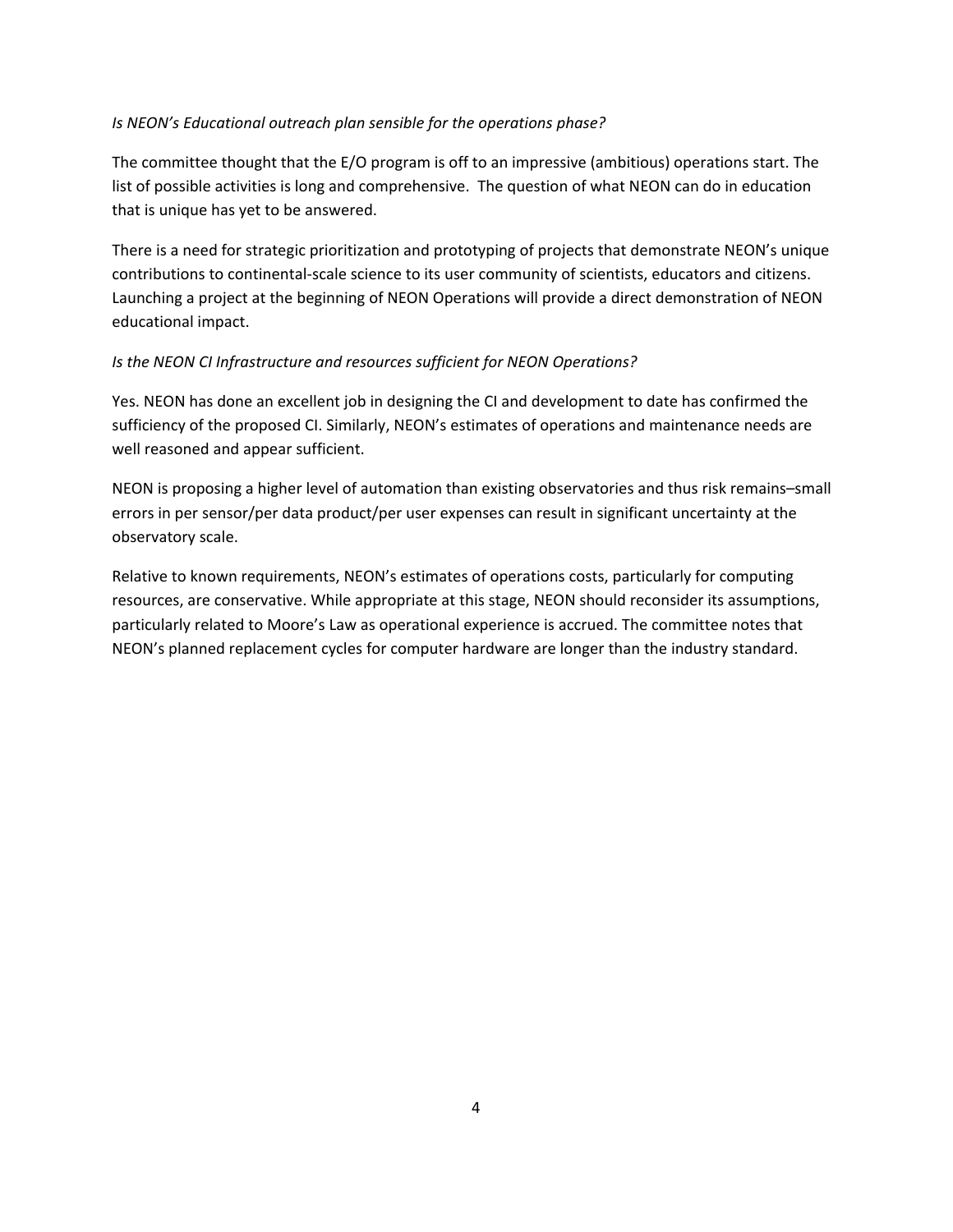*Is NEON's Educational outreach plan sensible for the operations phase?*

The committee thought that the E/O program is off to an impressive (ambitious) operations start. The list of possible activities is long and comprehensive. The question of what NEON can do in education that is unique has yet to be answered.

There is a need for strategic prioritization and prototyping of projects that demonstrate NEON's unique contributions to continental-scale science to its user community of scientists, educators and citizens. Launching a project at the beginning of NEON Operations will provide a direct demonstration of NEON educational impact.

*Is the NEON CI Infrastructure and resources sufficient for NEON Operations?*

Yes. NEON has done an excellent job in designing the CI and development to date has confirmed the sufficiency of the proposed CI. Similarly, NEON's estimates of operations and maintenance needs are well reasoned and appear sufficient.

NEON is proposing a higher level of automation than existing observatories and thus risk remains–small errors in per sensor/per data product/per user expenses can result in significant uncertainty at the observatory scale.

Relative to known requirements, NEON's estimates of operations costs, particularly for computing resources, are conservative. While appropriate at this stage, NEON should reconsider its assumptions, particularly related to Moore's Law as operational experience is accrued. The committee notes that NEON's planned replacement cycles for computer hardware are longer than the industry standard.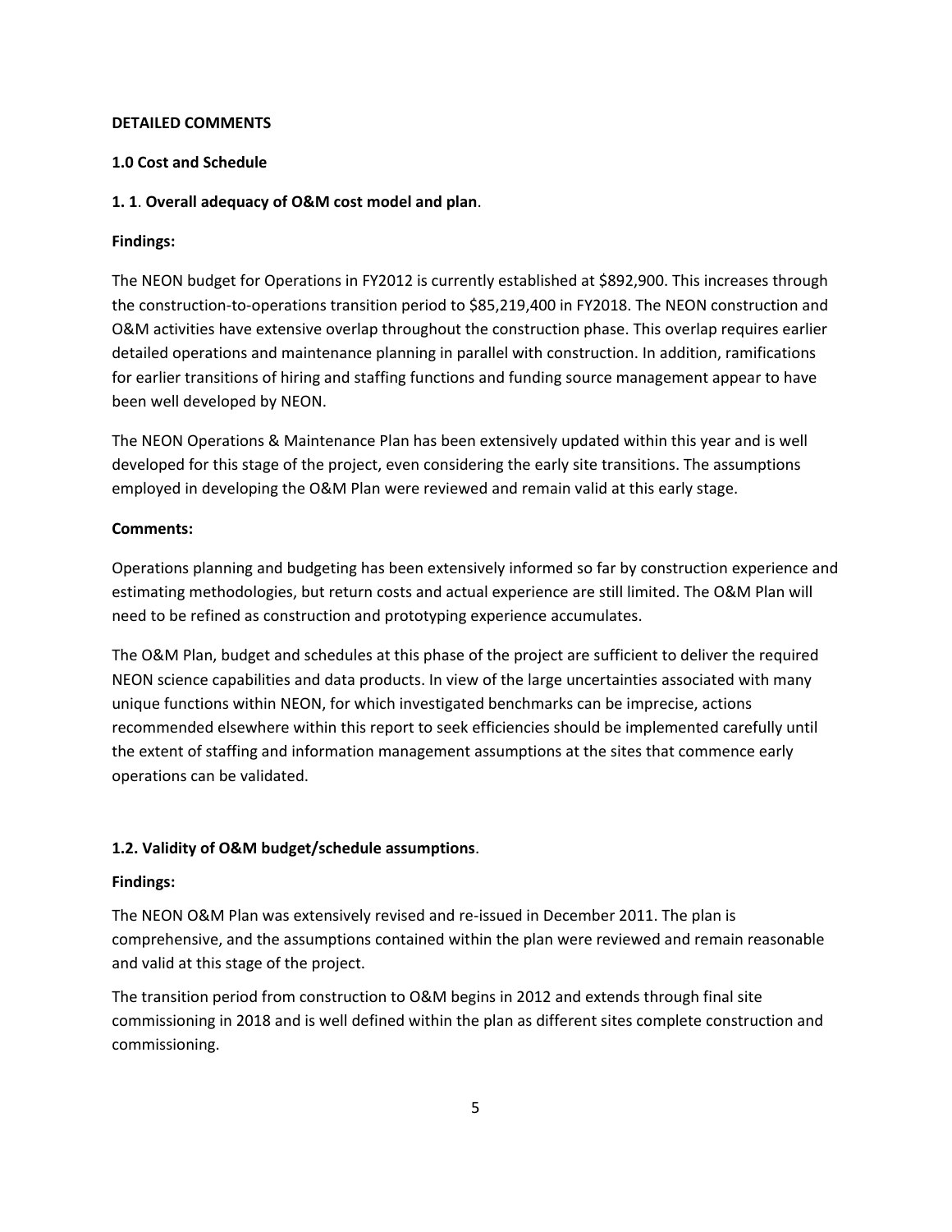**DETAILED COMMENTS**

**1.0 Cost and Schedule**

**1. 1**. **Overall adequacy of O&M cost model and plan**.

**Findings:**

The NEON budget for Operations in FY2012 is currently established at $892,900. This increases through the construction-to-operations transition period to $85,219,400 in FY2018. The NEON construction and O&M activities have extensive overlap throughout the construction phase. This overlap requires earlier detailed operations and maintenance planning in parallel with construction. In addition, ramifications for earlier transitions of hiring and staffing functions and funding source management appear to have been well developed by NEON.

The NEON Operations & Maintenance Plan has been extensively updated within this year and is well developed for this stage of the project, even considering the early site transitions. The assumptions employed in developing the O&M Plan were reviewed and remain valid at this early stage.

**Comments:**

Operations planning and budgeting has been extensively informed so far by construction experience and estimating methodologies, but return costs and actual experience are still limited. The O&M Plan will need to be refined as construction and prototyping experience accumulates.

The O&M Plan, budget and schedules at this phase of the project are sufficient to deliver the required NEON science capabilities and data products. In view of the large uncertainties associated with many unique functions within NEON, for which investigated benchmarks can be imprecise, actions recommended elsewhere within this report to seek efficiencies should be implemented carefully until the extent of staffing and information management assumptions at the sites that commence early operations can be validated.

**1.2. Validity of O&M budget/schedule assumptions**.

**Findings:**

The NEON O&M Plan was extensively revised and re-issued in December 2011. The plan is comprehensive, and the assumptions contained within the plan were reviewed and remain reasonable and valid at this stage of the project.

The transition period from construction to O&M begins in 2012 and extends through final site commissioning in 2018 and is well defined within the plan as different sites complete construction and commissioning.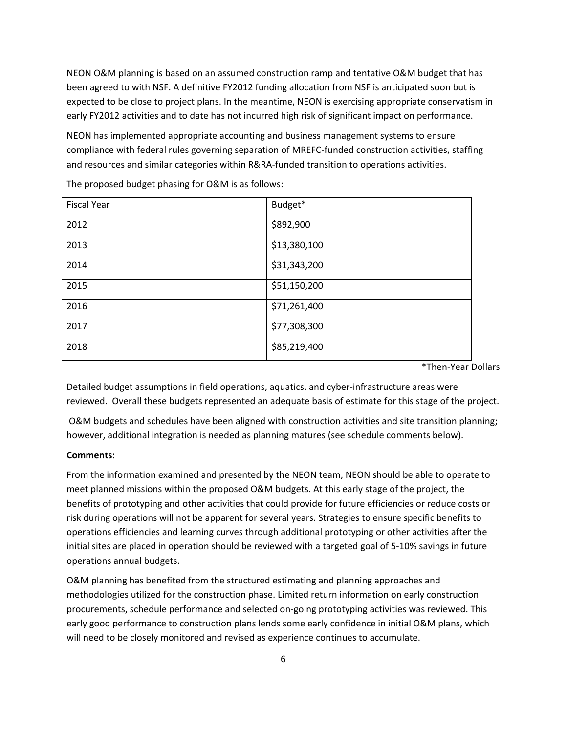NEON O&M planning is based on an assumed construction ramp and tentative O&M budget that has been agreed to with NSF. A definitive FY2012 funding allocation from NSF is anticipated soon but is expected to be close to project plans. In the meantime, NEON is exercising appropriate conservatism in early FY2012 activities and to date has not incurred high risk of significant impact on performance.

NEON has implemented appropriate accounting and business management systems to ensure compliance with federal rules governing separation of MREFC-funded construction activities, staffing and resources and similar categories within R&RA-funded transition to operations activities.

The proposed budget phasing for O&M is as follows:

| Fiscal Year | Budget* |
|---|---|
| 2012 | $892,900 |
| 2013 | $13,380,100 |
| 2014 | $31,343,200 |
| 2015 | $51,150,200 |
| 2016 | $71,261,400 |
| 2017 | $77,308,300 |
| 2018 | $85,219,400 |

*Then-Year Dollars

Detailed budget assumptions in field operations, aquatics, and cyber-infrastructure areas were reviewed. Overall these budgets represented an adequate basis of estimate for this stage of the project.

O&M budgets and schedules have been aligned with construction activities and site transition planning; however, additional integration is needed as planning matures (see schedule comments below).

**Comments:**

From the information examined and presented by the NEON team, NEON should be able to operate to meet planned missions within the proposed O&M budgets. At this early stage of the project, the benefits of prototyping and other activities that could provide for future efficiencies or reduce costs or risk during operations will not be apparent for several years. Strategies to ensure specific benefits to operations efficiencies and learning curves through additional prototyping or other activities after the initial sites are placed in operation should be reviewed with a targeted goal of 5-10% savings in future operations annual budgets.

O&M planning has benefited from the structured estimating and planning approaches and methodologies utilized for the construction phase. Limited return information on early construction procurements, schedule performance and selected on-going prototyping activities was reviewed. This early good performance to construction plans lends some early confidence in initial O&M plans, which will need to be closely monitored and revised as experience continues to accumulate.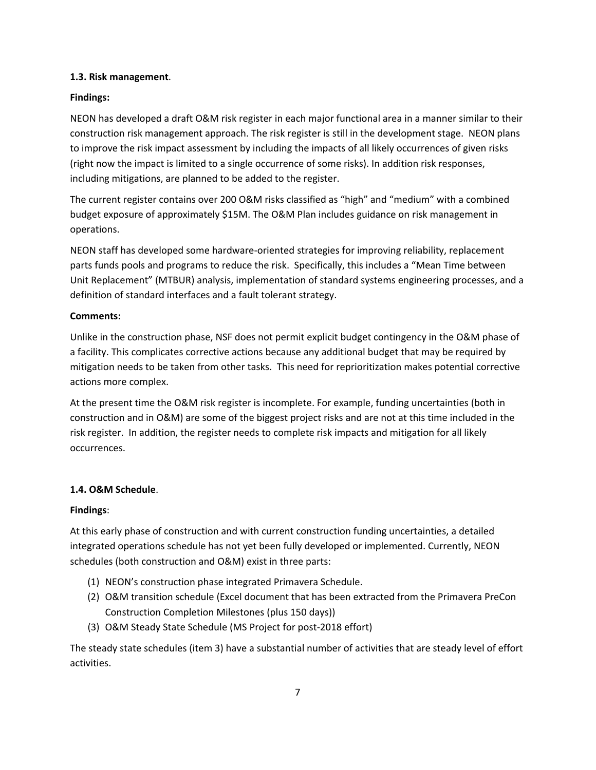**1.3. Risk management**.

**Findings:**

NEON has developed a draft O&M risk register in each major functional area in a manner similar to their construction risk management approach. The risk register is still in the development stage. NEON plans to improve the risk impact assessment by including the impacts of all likely occurrences of given risks (right now the impact is limited to a single occurrence of some risks). In addition risk responses, including mitigations, are planned to be added to the register.

The current register contains over 200 O&M risks classified as "high" and "medium" with a combined budget exposure of approximately $15M. The O&M Plan includes guidance on risk management in operations.

NEON staff has developed some hardware-oriented strategies for improving reliability, replacement parts funds pools and programs to reduce the risk. Specifically, this includes a "Mean Time between Unit Replacement" (MTBUR) analysis, implementation of standard systems engineering processes, and a definition of standard interfaces and a fault tolerant strategy.

**Comments:**

Unlike in the construction phase, NSF does not permit explicit budget contingency in the O&M phase of a facility. This complicates corrective actions because any additional budget that may be required by mitigation needs to be taken from other tasks. This need for reprioritization makes potential corrective actions more complex.

At the present time the O&M risk register is incomplete. For example, funding uncertainties (both in construction and in O&M) are some of the biggest project risks and are not at this time included in the risk register. In addition, the register needs to complete risk impacts and mitigation for all likely occurrences.

**1.4. O&M Schedule**.

**Findings**:

At this early phase of construction and with current construction funding uncertainties, a detailed integrated operations schedule has not yet been fully developed or implemented. Currently, NEON schedules (both construction and O&M) exist in three parts:

(1) NEON's construction phase integrated Primavera Schedule.
(2) O&M transition schedule (Excel document that has been extracted from the Primavera PreCon Construction Completion Milestones (plus 150 days))
(3) O&M Steady State Schedule (MS Project for post-2018 effort)

The steady state schedules (item 3) have a substantial number of activities that are steady level of effort activities.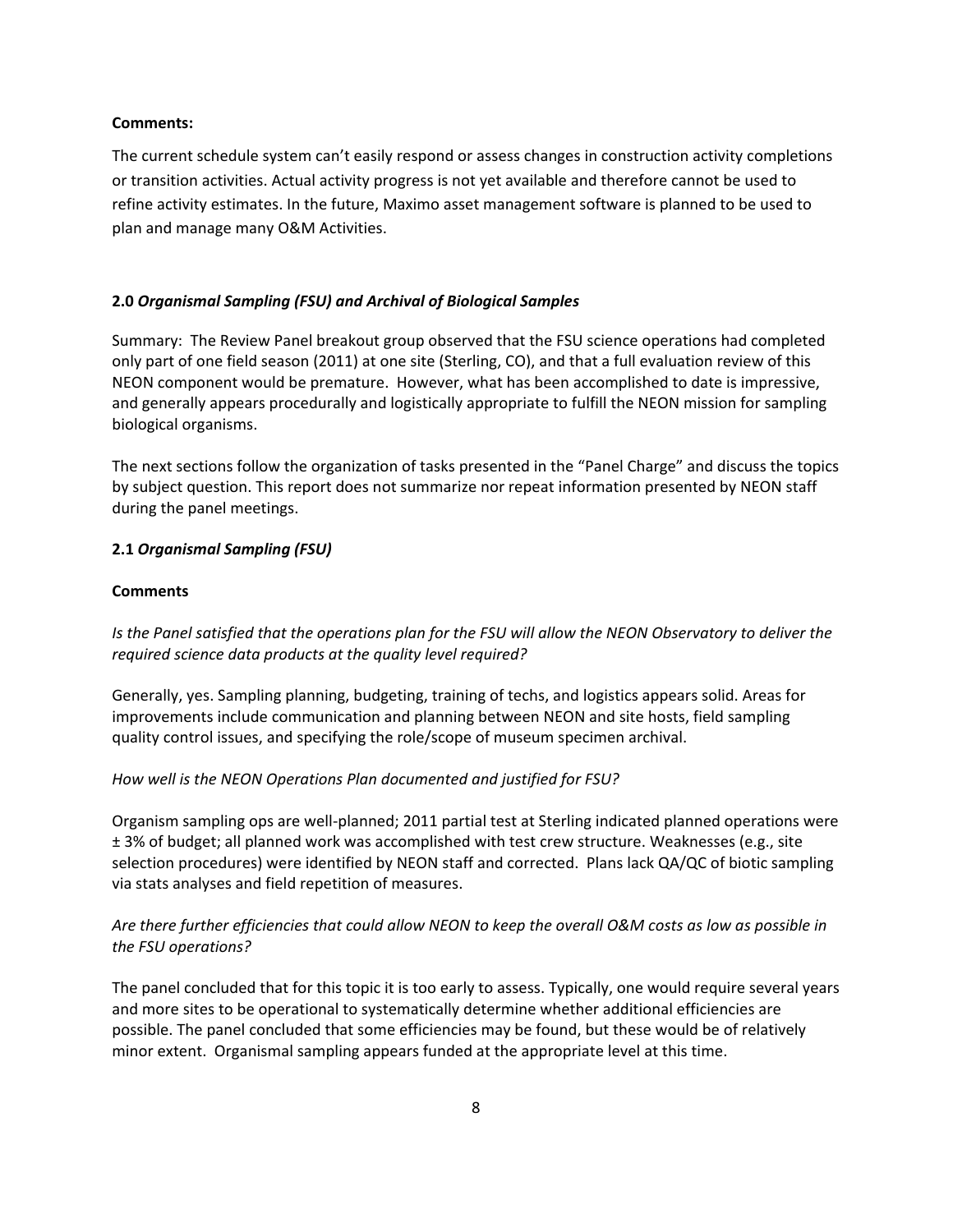**Comments:**

The current schedule system can't easily respond or assess changes in construction activity completions or transition activities. Actual activity progress is not yet available and therefore cannot be used to refine activity estimates. In the future, Maximo asset management software is planned to be used to plan and manage many O&M Activities.

## 2.0 *Organismal Sampling (FSU) and Archival of Biological Samples*

Summary: The Review Panel breakout group observed that the FSU science operations had completed only part of one field season (2011) at one site (Sterling, CO), and that a full evaluation review of this NEON component would be premature. However, what has been accomplished to date is impressive, and generally appears procedurally and logistically appropriate to fulfill the NEON mission for sampling biological organisms.

The next sections follow the organization of tasks presented in the "Panel Charge" and discuss the topics by subject question. This report does not summarize nor repeat information presented by NEON staff during the panel meetings.

### 2.1 *Organismal Sampling (FSU)*

**Comments**

*Is the Panel satisfied that the operations plan for the FSU will allow the NEON Observatory to deliver the required science data products at the quality level required?*

Generally, yes. Sampling planning, budgeting, training of techs, and logistics appears solid. Areas for improvements include communication and planning between NEON and site hosts, field sampling quality control issues, and specifying the role/scope of museum specimen archival.

*How well is the NEON Operations Plan documented and justified for FSU?*

Organism sampling ops are well-planned; 2011 partial test at Sterling indicated planned operations were ± 3% of budget; all planned work was accomplished with test crew structure. Weaknesses (e.g., site selection procedures) were identified by NEON staff and corrected. Plans lack QA/QC of biotic sampling via stats analyses and field repetition of measures.

*Are there further efficiencies that could allow NEON to keep the overall O&M costs as low as possible in the FSU operations?*

The panel concluded that for this topic it is too early to assess. Typically, one would require several years and more sites to be operational to systematically determine whether additional efficiencies are possible. The panel concluded that some efficiencies may be found, but these would be of relatively minor extent. Organismal sampling appears funded at the appropriate level at this time.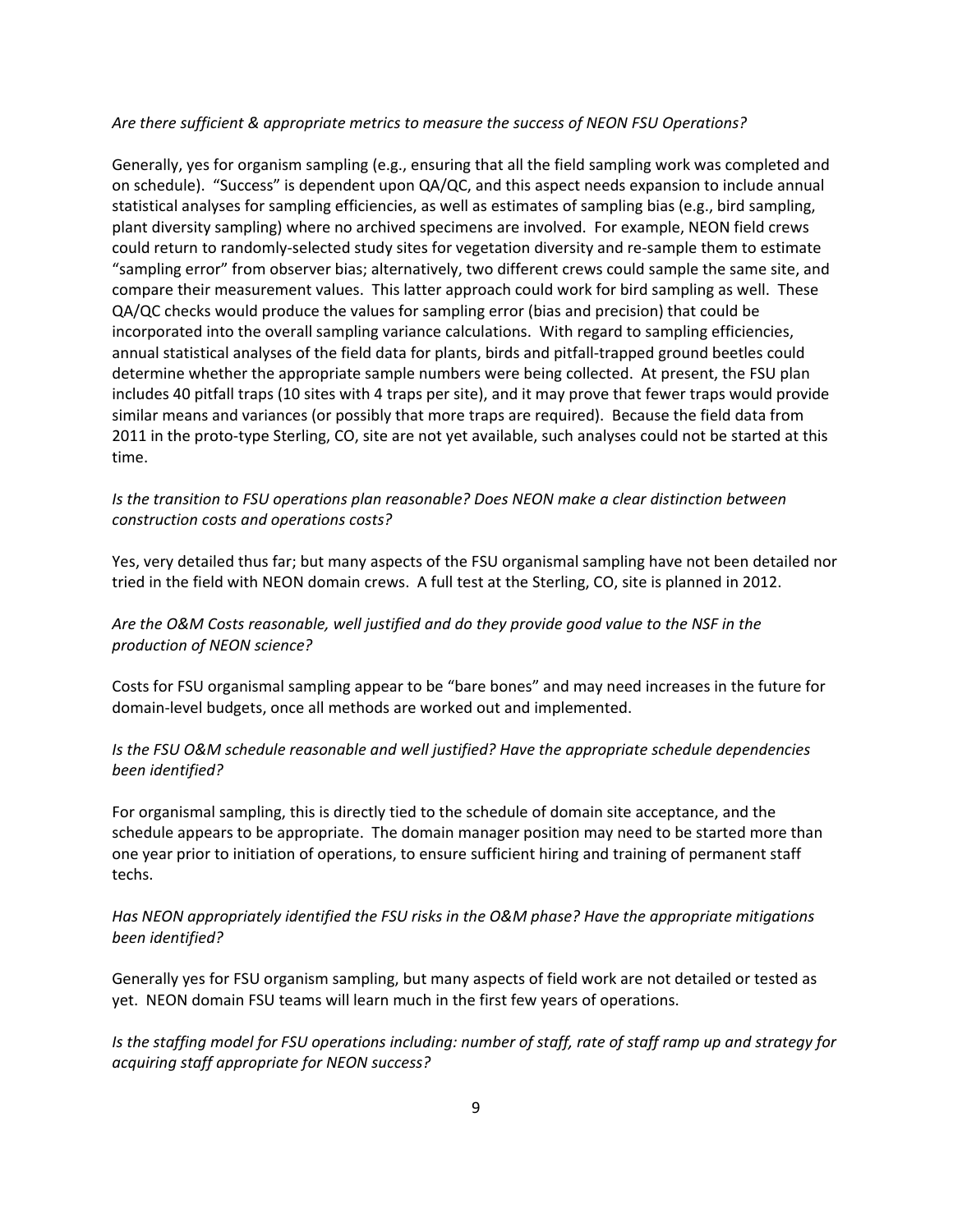*Are there sufficient & appropriate metrics to measure the success of NEON FSU Operations?*

Generally, yes for organism sampling (e.g., ensuring that all the field sampling work was completed and on schedule). "Success" is dependent upon QA/QC, and this aspect needs expansion to include annual statistical analyses for sampling efficiencies, as well as estimates of sampling bias (e.g., bird sampling, plant diversity sampling) where no archived specimens are involved. For example, NEON field crews could return to randomly-selected study sites for vegetation diversity and re-sample them to estimate "sampling error" from observer bias; alternatively, two different crews could sample the same site, and compare their measurement values. This latter approach could work for bird sampling as well. These QA/QC checks would produce the values for sampling error (bias and precision) that could be incorporated into the overall sampling variance calculations. With regard to sampling efficiencies, annual statistical analyses of the field data for plants, birds and pitfall-trapped ground beetles could determine whether the appropriate sample numbers were being collected. At present, the FSU plan includes 40 pitfall traps (10 sites with 4 traps per site), and it may prove that fewer traps would provide similar means and variances (or possibly that more traps are required). Because the field data from 2011 in the proto-type Sterling, CO, site are not yet available, such analyses could not be started at this time.

*Is the transition to FSU operations plan reasonable? Does NEON make a clear distinction between construction costs and operations costs?*

Yes, very detailed thus far; but many aspects of the FSU organismal sampling have not been detailed nor tried in the field with NEON domain crews. A full test at the Sterling, CO, site is planned in 2012.

*Are the O&M Costs reasonable, well justified and do they provide good value to the NSF in the production of NEON science?*

Costs for FSU organismal sampling appear to be "bare bones" and may need increases in the future for domain-level budgets, once all methods are worked out and implemented.

*Is the FSU O&M schedule reasonable and well justified? Have the appropriate schedule dependencies been identified?*

For organismal sampling, this is directly tied to the schedule of domain site acceptance, and the schedule appears to be appropriate. The domain manager position may need to be started more than one year prior to initiation of operations, to ensure sufficient hiring and training of permanent staff techs.

*Has NEON appropriately identified the FSU risks in the O&M phase? Have the appropriate mitigations been identified?*

Generally yes for FSU organism sampling, but many aspects of field work are not detailed or tested as yet. NEON domain FSU teams will learn much in the first few years of operations.

*Is the staffing model for FSU operations including: number of staff, rate of staff ramp up and strategy for acquiring staff appropriate for NEON success?*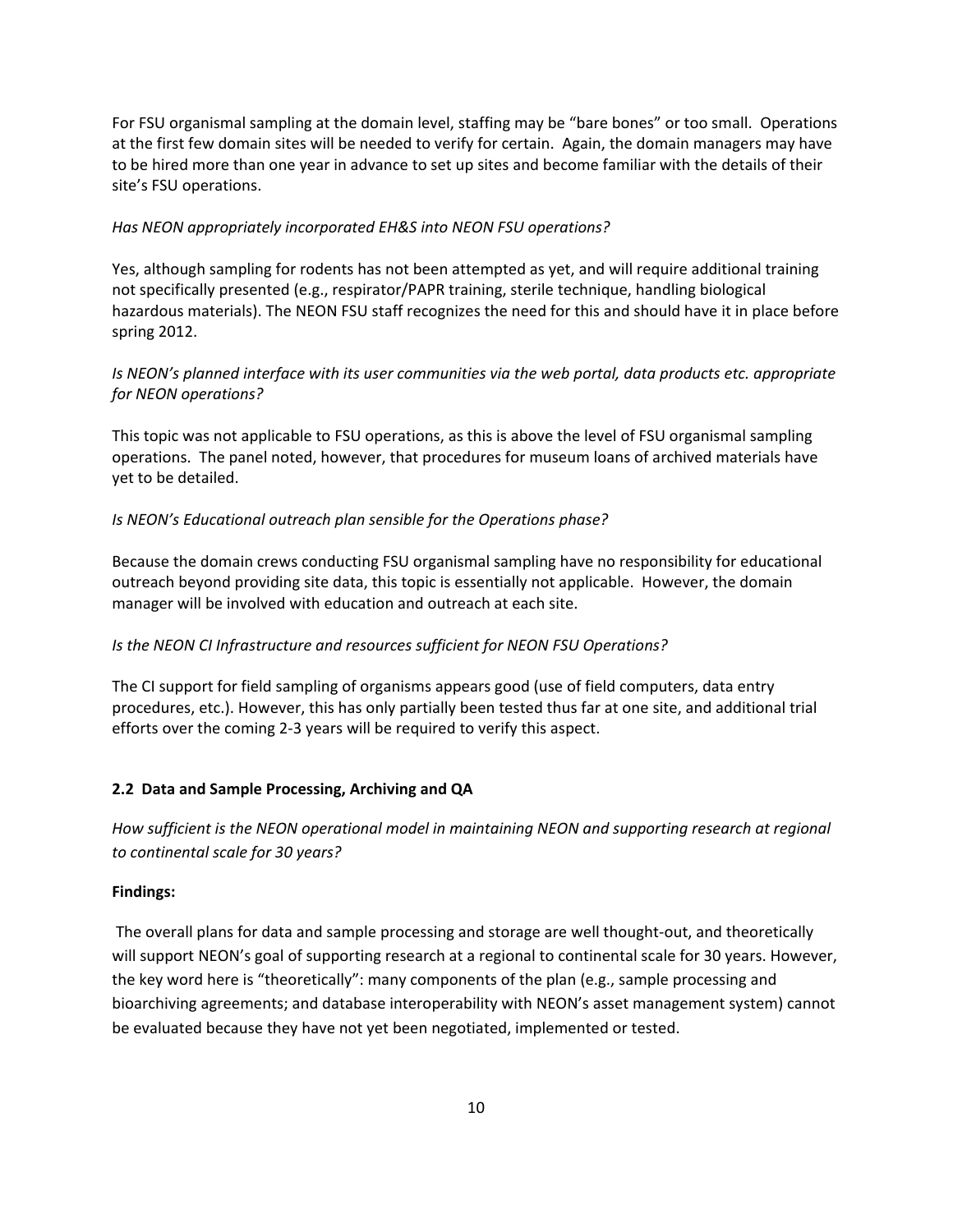For FSU organismal sampling at the domain level, staffing may be "bare bones" or too small. Operations at the first few domain sites will be needed to verify for certain. Again, the domain managers may have to be hired more than one year in advance to set up sites and become familiar with the details of their site's FSU operations.

*Has NEON appropriately incorporated EH&S into NEON FSU operations?*

Yes, although sampling for rodents has not been attempted as yet, and will require additional training not specifically presented (e.g., respirator/PAPR training, sterile technique, handling biological hazardous materials). The NEON FSU staff recognizes the need for this and should have it in place before spring 2012.

*Is NEON's planned interface with its user communities via the web portal, data products etc. appropriate for NEON operations?*

This topic was not applicable to FSU operations, as this is above the level of FSU organismal sampling operations. The panel noted, however, that procedures for museum loans of archived materials have yet to be detailed.

*Is NEON's Educational outreach plan sensible for the Operations phase?*

Because the domain crews conducting FSU organismal sampling have no responsibility for educational outreach beyond providing site data, this topic is essentially not applicable. However, the domain manager will be involved with education and outreach at each site.

*Is the NEON CI Infrastructure and resources sufficient for NEON FSU Operations?*

The CI support for field sampling of organisms appears good (use of field computers, data entry procedures, etc.). However, this has only partially been tested thus far at one site, and additional trial efforts over the coming 2-3 years will be required to verify this aspect.

### 2.2 Data and Sample Processing, Archiving and QA

*How sufficient is the NEON operational model in maintaining NEON and supporting research at regional to continental scale for 30 years?*

**Findings:**

The overall plans for data and sample processing and storage are well thought-out, and theoretically will support NEON's goal of supporting research at a regional to continental scale for 30 years. However, the key word here is "theoretically": many components of the plan (e.g., sample processing and bioarchiving agreements; and database interoperability with NEON's asset management system) cannot be evaluated because they have not yet been negotiated, implemented or tested.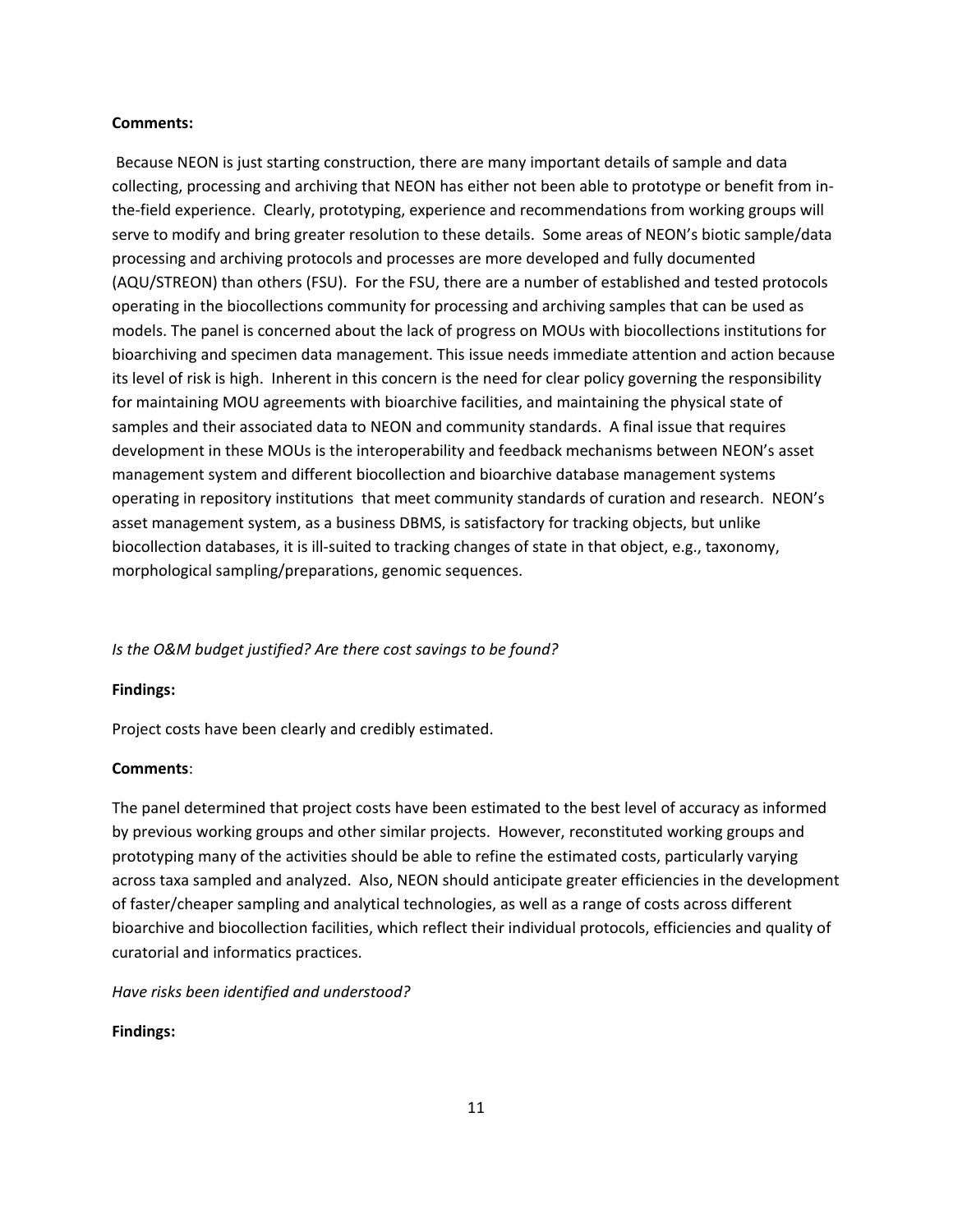**Comments:**

Because NEON is just starting construction, there are many important details of sample and data collecting, processing and archiving that NEON has either not been able to prototype or benefit from in-the-field experience. Clearly, prototyping, experience and recommendations from working groups will serve to modify and bring greater resolution to these details. Some areas of NEON's biotic sample/data processing and archiving protocols and processes are more developed and fully documented (AQU/STREON) than others (FSU). For the FSU, there are a number of established and tested protocols operating in the biocollections community for processing and archiving samples that can be used as models. The panel is concerned about the lack of progress on MOUs with biocollections institutions for bioarchiving and specimen data management. This issue needs immediate attention and action because its level of risk is high. Inherent in this concern is the need for clear policy governing the responsibility for maintaining MOU agreements with bioarchive facilities, and maintaining the physical state of samples and their associated data to NEON and community standards. A final issue that requires development in these MOUs is the interoperability and feedback mechanisms between NEON's asset management system and different biocollection and bioarchive database management systems operating in repository institutions that meet community standards of curation and research. NEON's asset management system, as a business DBMS, is satisfactory for tracking objects, but unlike biocollection databases, it is ill-suited to tracking changes of state in that object, e.g., taxonomy, morphological sampling/preparations, genomic sequences.

*Is the O&M budget justified? Are there cost savings to be found?*

**Findings:**

Project costs have been clearly and credibly estimated.

**Comments**:

The panel determined that project costs have been estimated to the best level of accuracy as informed by previous working groups and other similar projects. However, reconstituted working groups and prototyping many of the activities should be able to refine the estimated costs, particularly varying across taxa sampled and analyzed. Also, NEON should anticipate greater efficiencies in the development of faster/cheaper sampling and analytical technologies, as well as a range of costs across different bioarchive and biocollection facilities, which reflect their individual protocols, efficiencies and quality of curatorial and informatics practices.

*Have risks been identified and understood?*

**Findings:**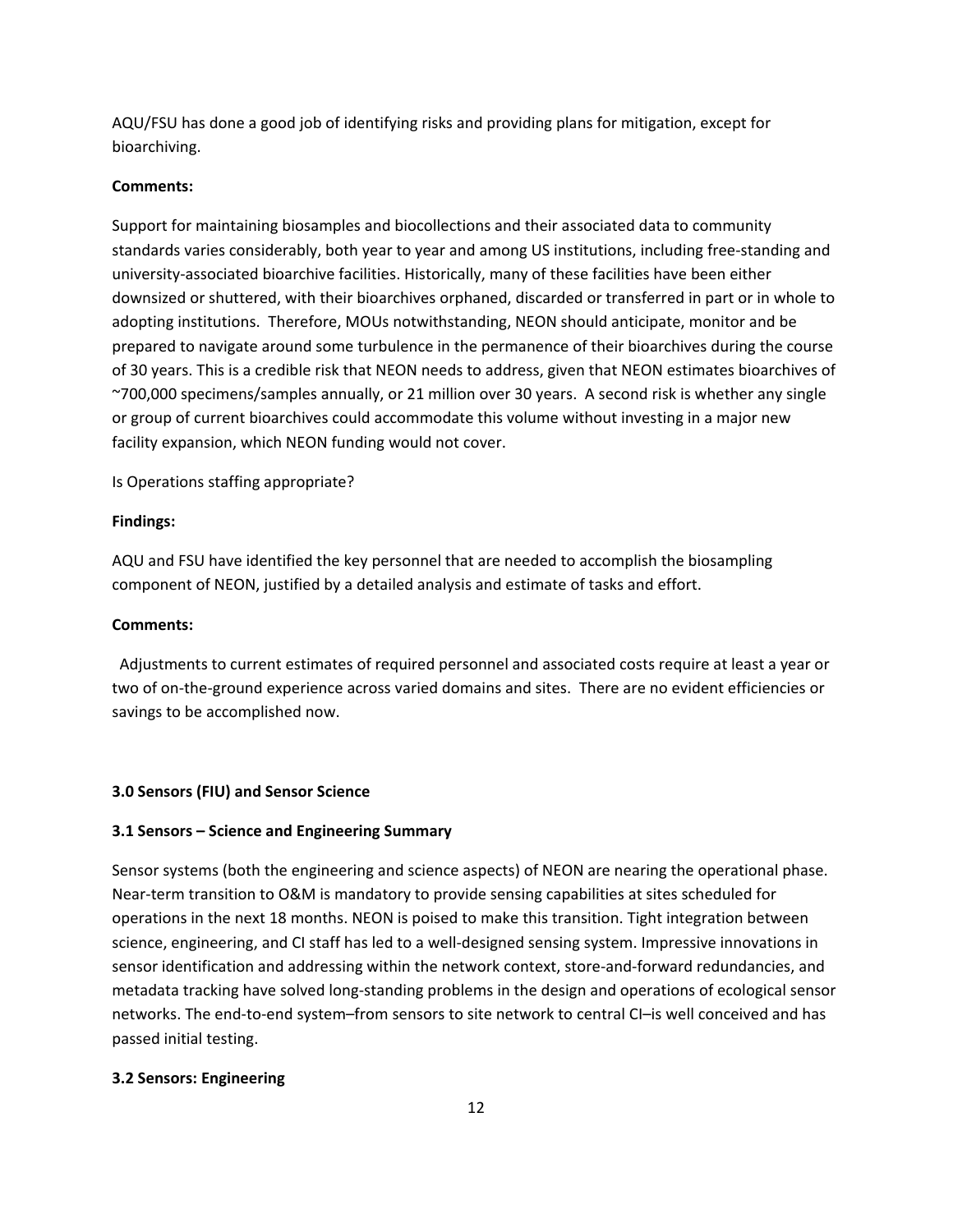AQU/FSU has done a good job of identifying risks and providing plans for mitigation, except for bioarchiving.

**Comments:**

Support for maintaining biosamples and biocollections and their associated data to community standards varies considerably, both year to year and among US institutions, including free-standing and university-associated bioarchive facilities. Historically, many of these facilities have been either downsized or shuttered, with their bioarchives orphaned, discarded or transferred in part or in whole to adopting institutions. Therefore, MOUs notwithstanding, NEON should anticipate, monitor and be prepared to navigate around some turbulence in the permanence of their bioarchives during the course of 30 years. This is a credible risk that NEON needs to address, given that NEON estimates bioarchives of ~700,000 specimens/samples annually, or 21 million over 30 years. A second risk is whether any single or group of current bioarchives could accommodate this volume without investing in a major new facility expansion, which NEON funding would not cover.

Is Operations staffing appropriate?

**Findings:**

AQU and FSU have identified the key personnel that are needed to accomplish the biosampling component of NEON, justified by a detailed analysis and estimate of tasks and effort.

**Comments:**

Adjustments to current estimates of required personnel and associated costs require at least a year or two of on-the-ground experience across varied domains and sites. There are no evident efficiencies or savings to be accomplished now.

### 3.0 Sensors (FIU) and Sensor Science

#### 3.1 Sensors – Science and Engineering Summary

Sensor systems (both the engineering and science aspects) of NEON are nearing the operational phase. Near-term transition to O&M is mandatory to provide sensing capabilities at sites scheduled for operations in the next 18 months. NEON is poised to make this transition. Tight integration between science, engineering, and CI staff has led to a well-designed sensing system. Impressive innovations in sensor identification and addressing within the network context, store-and-forward redundancies, and metadata tracking have solved long-standing problems in the design and operations of ecological sensor networks. The end-to-end system–from sensors to site network to central CI–is well conceived and has passed initial testing.

#### 3.2 Sensors: Engineering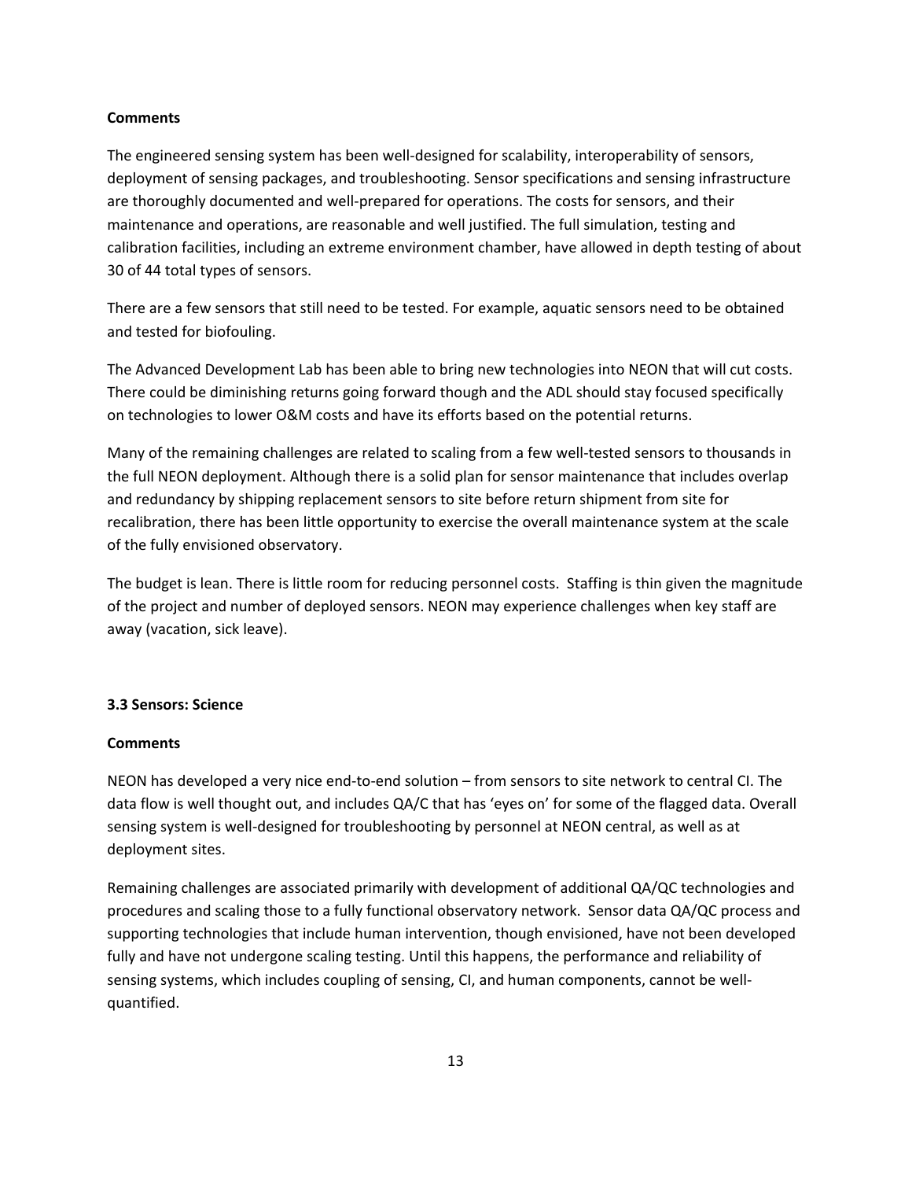**Comments**

The engineered sensing system has been well-designed for scalability, interoperability of sensors, deployment of sensing packages, and troubleshooting. Sensor specifications and sensing infrastructure are thoroughly documented and well-prepared for operations. The costs for sensors, and their maintenance and operations, are reasonable and well justified. The full simulation, testing and calibration facilities, including an extreme environment chamber, have allowed in depth testing of about 30 of 44 total types of sensors.

There are a few sensors that still need to be tested. For example, aquatic sensors need to be obtained and tested for biofouling.

The Advanced Development Lab has been able to bring new technologies into NEON that will cut costs. There could be diminishing returns going forward though and the ADL should stay focused specifically on technologies to lower O&M costs and have its efforts based on the potential returns.

Many of the remaining challenges are related to scaling from a few well-tested sensors to thousands in the full NEON deployment. Although there is a solid plan for sensor maintenance that includes overlap and redundancy by shipping replacement sensors to site before return shipment from site for recalibration, there has been little opportunity to exercise the overall maintenance system at the scale of the fully envisioned observatory.

The budget is lean. There is little room for reducing personnel costs. Staffing is thin given the magnitude of the project and number of deployed sensors. NEON may experience challenges when key staff are away (vacation, sick leave).

### 3.3 Sensors: Science

**Comments**

NEON has developed a very nice end-to-end solution – from sensors to site network to central CI. The data flow is well thought out, and includes QA/C that has 'eyes on' for some of the flagged data. Overall sensing system is well-designed for troubleshooting by personnel at NEON central, as well as at deployment sites.

Remaining challenges are associated primarily with development of additional QA/QC technologies and procedures and scaling those to a fully functional observatory network. Sensor data QA/QC process and supporting technologies that include human intervention, though envisioned, have not been developed fully and have not undergone scaling testing. Until this happens, the performance and reliability of sensing systems, which includes coupling of sensing, CI, and human components, cannot be well-quantified.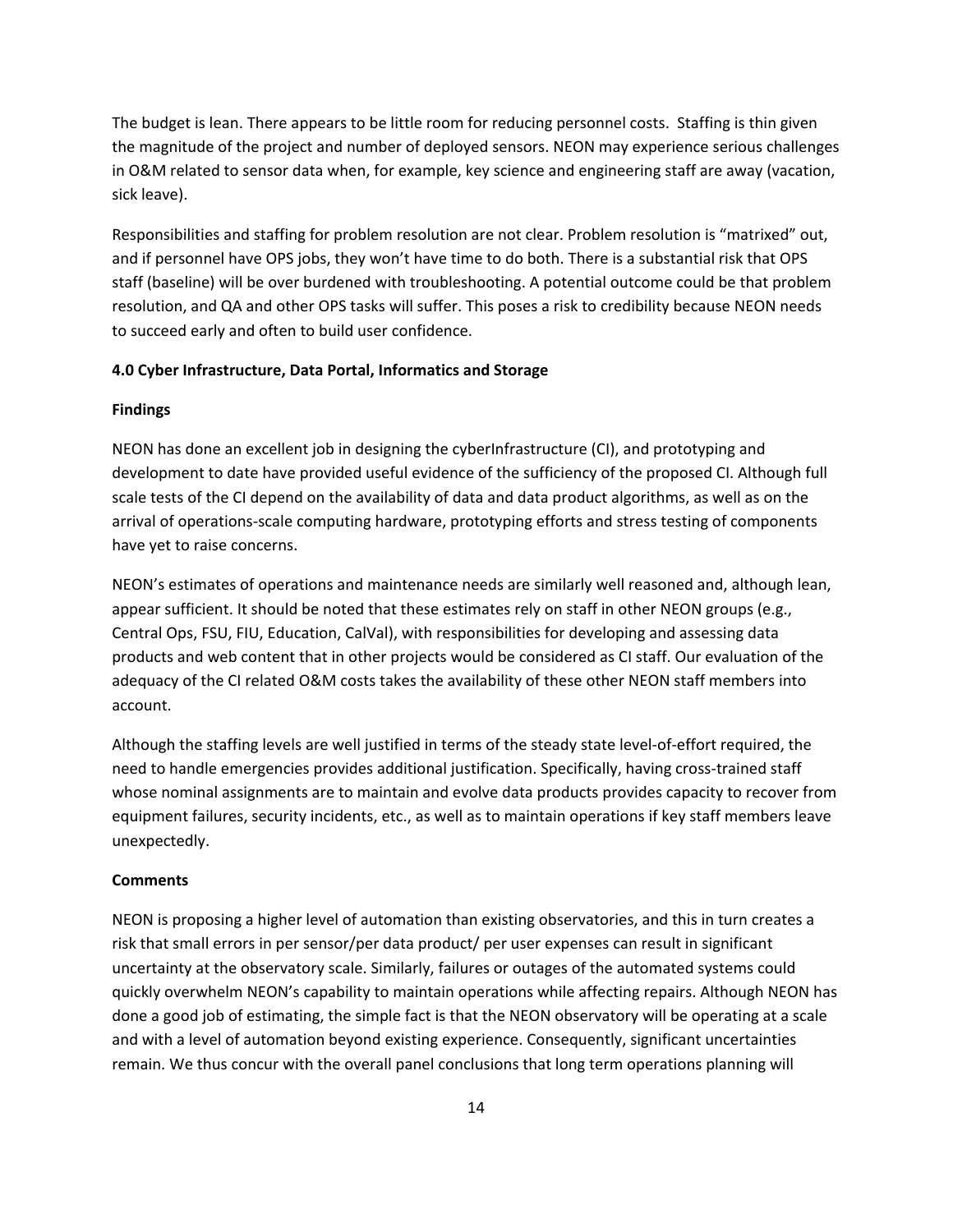The budget is lean. There appears to be little room for reducing personnel costs. Staffing is thin given the magnitude of the project and number of deployed sensors. NEON may experience serious challenges in O&M related to sensor data when, for example, key science and engineering staff are away (vacation, sick leave).

Responsibilities and staffing for problem resolution are not clear. Problem resolution is "matrixed" out, and if personnel have OPS jobs, they won't have time to do both. There is a substantial risk that OPS staff (baseline) will be over burdened with troubleshooting. A potential outcome could be that problem resolution, and QA and other OPS tasks will suffer. This poses a risk to credibility because NEON needs to succeed early and often to build user confidence.

**4.0 Cyber Infrastructure, Data Portal, Informatics and Storage**

**Findings**

NEON has done an excellent job in designing the cyberInfrastructure (CI), and prototyping and development to date have provided useful evidence of the sufficiency of the proposed CI. Although full scale tests of the CI depend on the availability of data and data product algorithms, as well as on the arrival of operations-scale computing hardware, prototyping efforts and stress testing of components have yet to raise concerns.

NEON's estimates of operations and maintenance needs are similarly well reasoned and, although lean, appear sufficient. It should be noted that these estimates rely on staff in other NEON groups (e.g., Central Ops, FSU, FIU, Education, CalVal), with responsibilities for developing and assessing data products and web content that in other projects would be considered as CI staff. Our evaluation of the adequacy of the CI related O&M costs takes the availability of these other NEON staff members into account.

Although the staffing levels are well justified in terms of the steady state level-of-effort required, the need to handle emergencies provides additional justification. Specifically, having cross-trained staff whose nominal assignments are to maintain and evolve data products provides capacity to recover from equipment failures, security incidents, etc., as well as to maintain operations if key staff members leave unexpectedly.

**Comments**

NEON is proposing a higher level of automation than existing observatories, and this in turn creates a risk that small errors in per sensor/per data product/ per user expenses can result in significant uncertainty at the observatory scale. Similarly, failures or outages of the automated systems could quickly overwhelm NEON's capability to maintain operations while affecting repairs. Although NEON has done a good job of estimating, the simple fact is that the NEON observatory will be operating at a scale and with a level of automation beyond existing experience. Consequently, significant uncertainties remain. We thus concur with the overall panel conclusions that long term operations planning will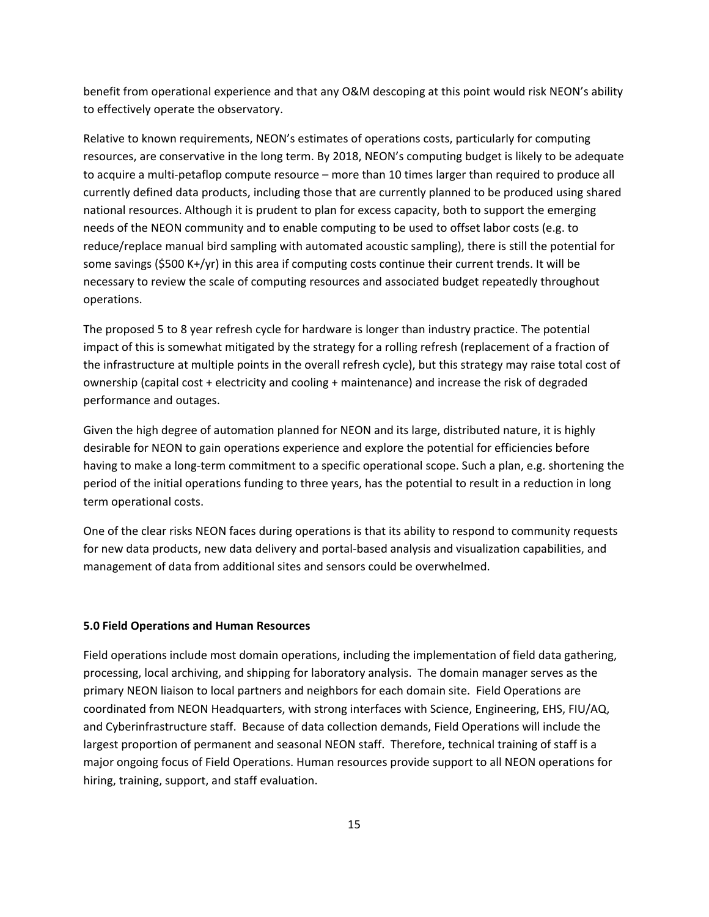benefit from operational experience and that any O&M descoping at this point would risk NEON's ability to effectively operate the observatory.

Relative to known requirements, NEON's estimates of operations costs, particularly for computing resources, are conservative in the long term. By 2018, NEON's computing budget is likely to be adequate to acquire a multi-petaflop compute resource – more than 10 times larger than required to produce all currently defined data products, including those that are currently planned to be produced using shared national resources. Although it is prudent to plan for excess capacity, both to support the emerging needs of the NEON community and to enable computing to be used to offset labor costs (e.g. to reduce/replace manual bird sampling with automated acoustic sampling), there is still the potential for some savings ($500 K+/yr) in this area if computing costs continue their current trends. It will be necessary to review the scale of computing resources and associated budget repeatedly throughout operations.

The proposed 5 to 8 year refresh cycle for hardware is longer than industry practice. The potential impact of this is somewhat mitigated by the strategy for a rolling refresh (replacement of a fraction of the infrastructure at multiple points in the overall refresh cycle), but this strategy may raise total cost of ownership (capital cost + electricity and cooling + maintenance) and increase the risk of degraded performance and outages.

Given the high degree of automation planned for NEON and its large, distributed nature, it is highly desirable for NEON to gain operations experience and explore the potential for efficiencies before having to make a long-term commitment to a specific operational scope. Such a plan, e.g. shortening the period of the initial operations funding to three years, has the potential to result in a reduction in long term operational costs.

One of the clear risks NEON faces during operations is that its ability to respond to community requests for new data products, new data delivery and portal-based analysis and visualization capabilities, and management of data from additional sites and sensors could be overwhelmed.

**5.0 Field Operations and Human Resources**

Field operations include most domain operations, including the implementation of field data gathering, processing, local archiving, and shipping for laboratory analysis. The domain manager serves as the primary NEON liaison to local partners and neighbors for each domain site. Field Operations are coordinated from NEON Headquarters, with strong interfaces with Science, Engineering, EHS, FIU/AQ, and Cyberinfrastructure staff. Because of data collection demands, Field Operations will include the largest proportion of permanent and seasonal NEON staff. Therefore, technical training of staff is a major ongoing focus of Field Operations. Human resources provide support to all NEON operations for hiring, training, support, and staff evaluation.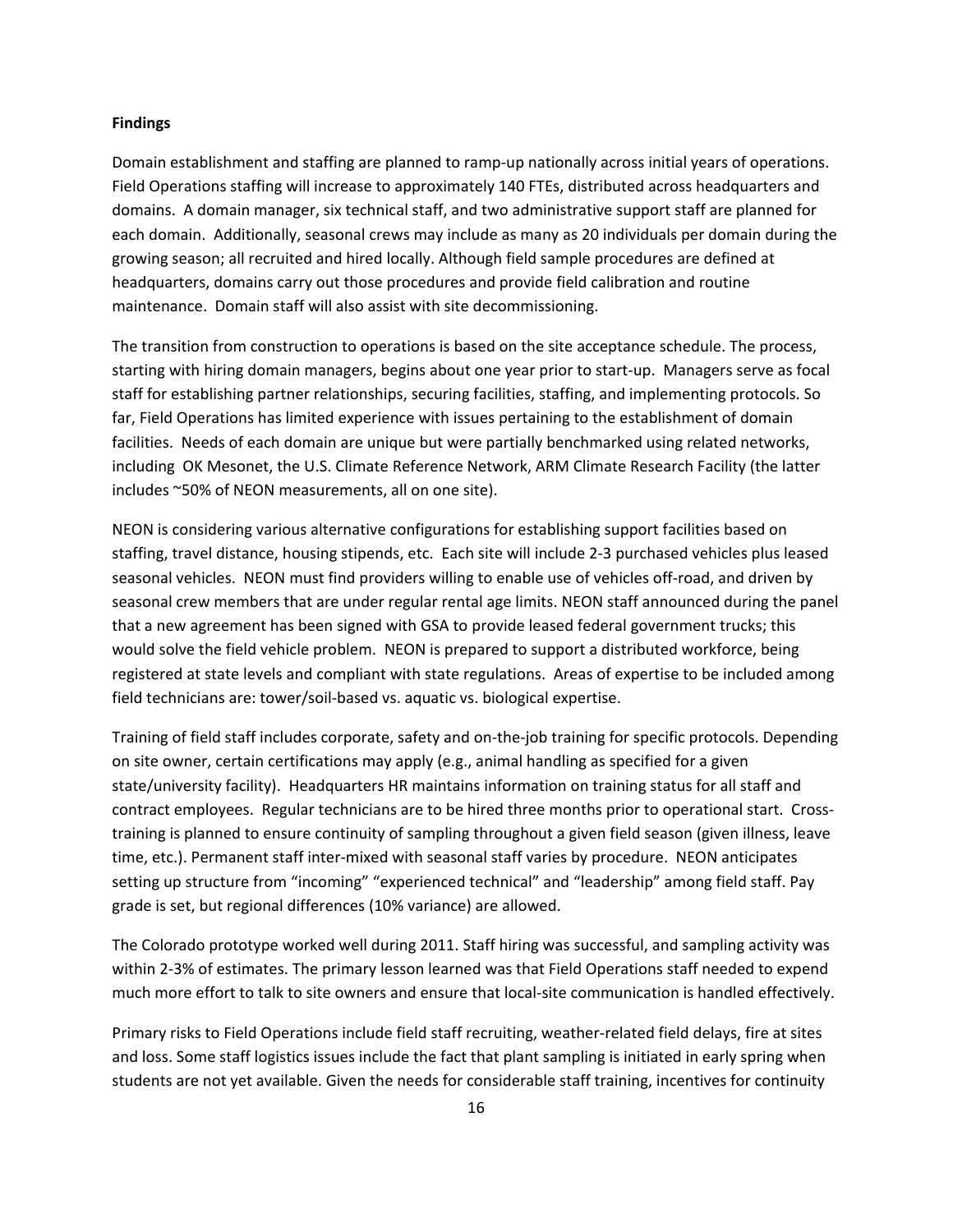**Findings**

Domain establishment and staffing are planned to ramp-up nationally across initial years of operations. Field Operations staffing will increase to approximately 140 FTEs, distributed across headquarters and domains. A domain manager, six technical staff, and two administrative support staff are planned for each domain. Additionally, seasonal crews may include as many as 20 individuals per domain during the growing season; all recruited and hired locally. Although field sample procedures are defined at headquarters, domains carry out those procedures and provide field calibration and routine maintenance. Domain staff will also assist with site decommissioning.

The transition from construction to operations is based on the site acceptance schedule. The process, starting with hiring domain managers, begins about one year prior to start-up. Managers serve as focal staff for establishing partner relationships, securing facilities, staffing, and implementing protocols. So far, Field Operations has limited experience with issues pertaining to the establishment of domain facilities. Needs of each domain are unique but were partially benchmarked using related networks, including OK Mesonet, the U.S. Climate Reference Network, ARM Climate Research Facility (the latter includes ~50% of NEON measurements, all on one site).

NEON is considering various alternative configurations for establishing support facilities based on staffing, travel distance, housing stipends, etc. Each site will include 2-3 purchased vehicles plus leased seasonal vehicles. NEON must find providers willing to enable use of vehicles off-road, and driven by seasonal crew members that are under regular rental age limits. NEON staff announced during the panel that a new agreement has been signed with GSA to provide leased federal government trucks; this would solve the field vehicle problem. NEON is prepared to support a distributed workforce, being registered at state levels and compliant with state regulations. Areas of expertise to be included among field technicians are: tower/soil-based vs. aquatic vs. biological expertise.

Training of field staff includes corporate, safety and on-the-job training for specific protocols. Depending on site owner, certain certifications may apply (e.g., animal handling as specified for a given state/university facility). Headquarters HR maintains information on training status for all staff and contract employees. Regular technicians are to be hired three months prior to operational start. Cross-training is planned to ensure continuity of sampling throughout a given field season (given illness, leave time, etc.). Permanent staff inter-mixed with seasonal staff varies by procedure. NEON anticipates setting up structure from "incoming" "experienced technical" and "leadership" among field staff. Pay grade is set, but regional differences (10% variance) are allowed.

The Colorado prototype worked well during 2011. Staff hiring was successful, and sampling activity was within 2-3% of estimates. The primary lesson learned was that Field Operations staff needed to expend much more effort to talk to site owners and ensure that local-site communication is handled effectively.

Primary risks to Field Operations include field staff recruiting, weather-related field delays, fire at sites and loss. Some staff logistics issues include the fact that plant sampling is initiated in early spring when students are not yet available. Given the needs for considerable staff training, incentives for continuity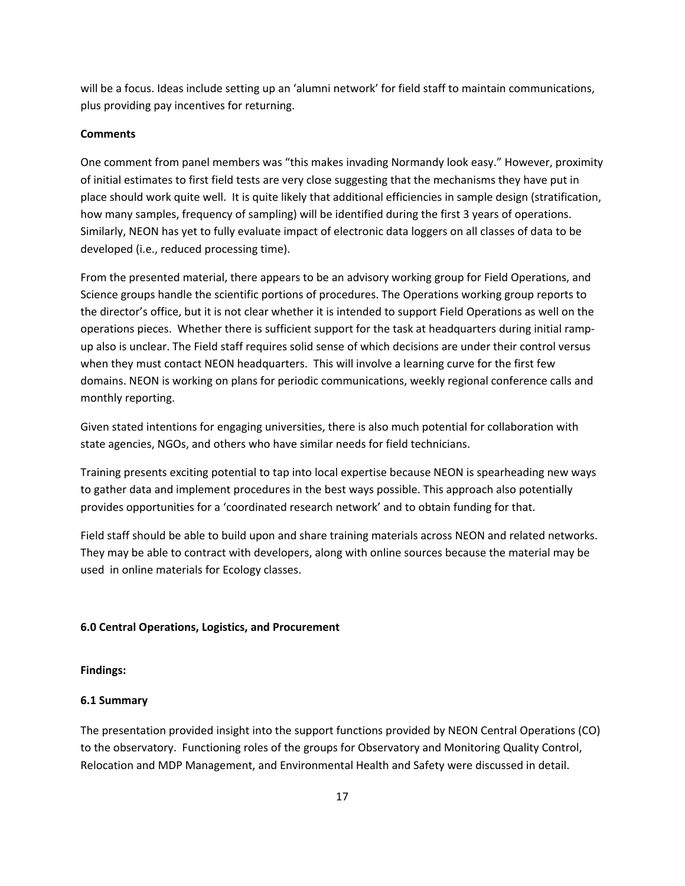will be a focus. Ideas include setting up an 'alumni network' for field staff to maintain communications, plus providing pay incentives for returning.

**Comments**

One comment from panel members was "this makes invading Normandy look easy." However, proximity of initial estimates to first field tests are very close suggesting that the mechanisms they have put in place should work quite well. It is quite likely that additional efficiencies in sample design (stratification, how many samples, frequency of sampling) will be identified during the first 3 years of operations. Similarly, NEON has yet to fully evaluate impact of electronic data loggers on all classes of data to be developed (i.e., reduced processing time).

From the presented material, there appears to be an advisory working group for Field Operations, and Science groups handle the scientific portions of procedures. The Operations working group reports to the director's office, but it is not clear whether it is intended to support Field Operations as well on the operations pieces. Whether there is sufficient support for the task at headquarters during initial ramp-up also is unclear. The Field staff requires solid sense of which decisions are under their control versus when they must contact NEON headquarters. This will involve a learning curve for the first few domains. NEON is working on plans for periodic communications, weekly regional conference calls and monthly reporting.

Given stated intentions for engaging universities, there is also much potential for collaboration with state agencies, NGOs, and others who have similar needs for field technicians.

Training presents exciting potential to tap into local expertise because NEON is spearheading new ways to gather data and implement procedures in the best ways possible. This approach also potentially provides opportunities for a 'coordinated research network' and to obtain funding for that.

Field staff should be able to build upon and share training materials across NEON and related networks. They may be able to contract with developers, along with online sources because the material may be used in online materials for Ecology classes.

## 6.0 Central Operations, Logistics, and Procurement

**Findings:**

### 6.1 Summary

The presentation provided insight into the support functions provided by NEON Central Operations (CO) to the observatory. Functioning roles of the groups for Observatory and Monitoring Quality Control, Relocation and MDP Management, and Environmental Health and Safety were discussed in detail.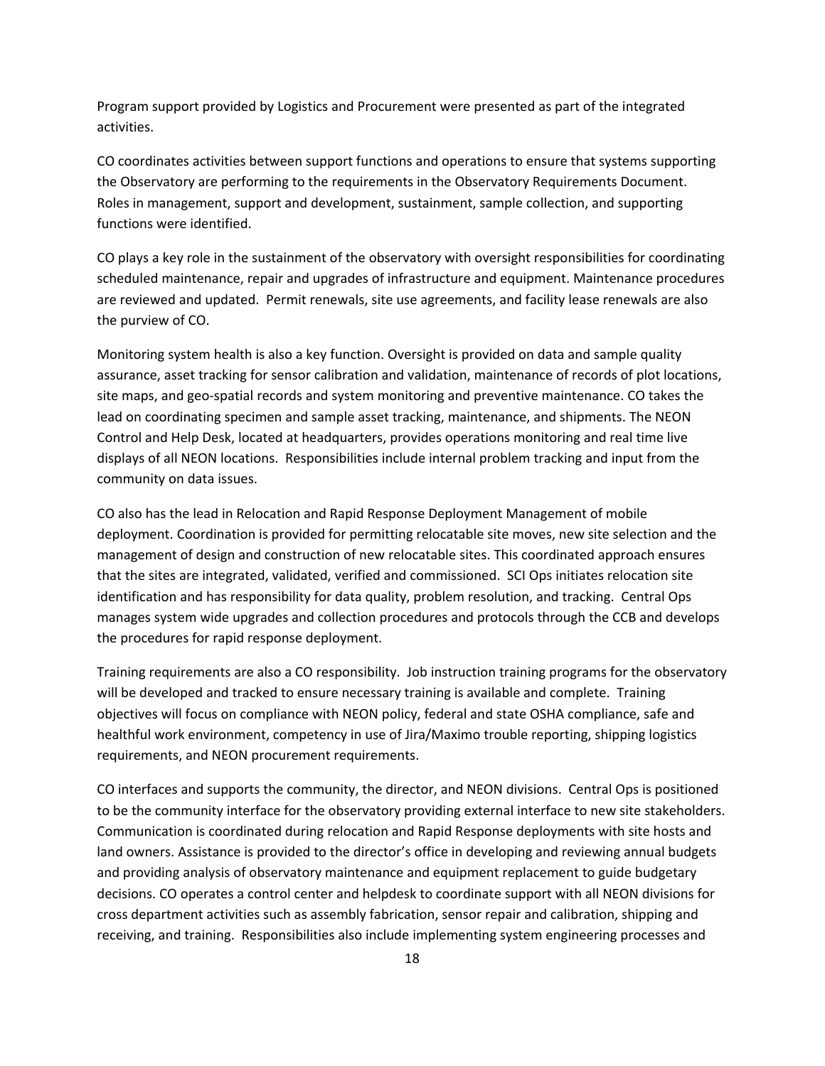Program support provided by Logistics and Procurement were presented as part of the integrated activities.

CO coordinates activities between support functions and operations to ensure that systems supporting the Observatory are performing to the requirements in the Observatory Requirements Document. Roles in management, support and development, sustainment, sample collection, and supporting functions were identified.

CO plays a key role in the sustainment of the observatory with oversight responsibilities for coordinating scheduled maintenance, repair and upgrades of infrastructure and equipment. Maintenance procedures are reviewed and updated. Permit renewals, site use agreements, and facility lease renewals are also the purview of CO.

Monitoring system health is also a key function. Oversight is provided on data and sample quality assurance, asset tracking for sensor calibration and validation, maintenance of records of plot locations, site maps, and geo-spatial records and system monitoring and preventive maintenance. CO takes the lead on coordinating specimen and sample asset tracking, maintenance, and shipments. The NEON Control and Help Desk, located at headquarters, provides operations monitoring and real time live displays of all NEON locations. Responsibilities include internal problem tracking and input from the community on data issues.

CO also has the lead in Relocation and Rapid Response Deployment Management of mobile deployment. Coordination is provided for permitting relocatable site moves, new site selection and the management of design and construction of new relocatable sites. This coordinated approach ensures that the sites are integrated, validated, verified and commissioned. SCI Ops initiates relocation site identification and has responsibility for data quality, problem resolution, and tracking. Central Ops manages system wide upgrades and collection procedures and protocols through the CCB and develops the procedures for rapid response deployment.

Training requirements are also a CO responsibility. Job instruction training programs for the observatory will be developed and tracked to ensure necessary training is available and complete. Training objectives will focus on compliance with NEON policy, federal and state OSHA compliance, safe and healthful work environment, competency in use of Jira/Maximo trouble reporting, shipping logistics requirements, and NEON procurement requirements.

CO interfaces and supports the community, the director, and NEON divisions. Central Ops is positioned to be the community interface for the observatory providing external interface to new site stakeholders. Communication is coordinated during relocation and Rapid Response deployments with site hosts and land owners. Assistance is provided to the director's office in developing and reviewing annual budgets and providing analysis of observatory maintenance and equipment replacement to guide budgetary decisions. CO operates a control center and helpdesk to coordinate support with all NEON divisions for cross department activities such as assembly fabrication, sensor repair and calibration, shipping and receiving, and training. Responsibilities also include implementing system engineering processes and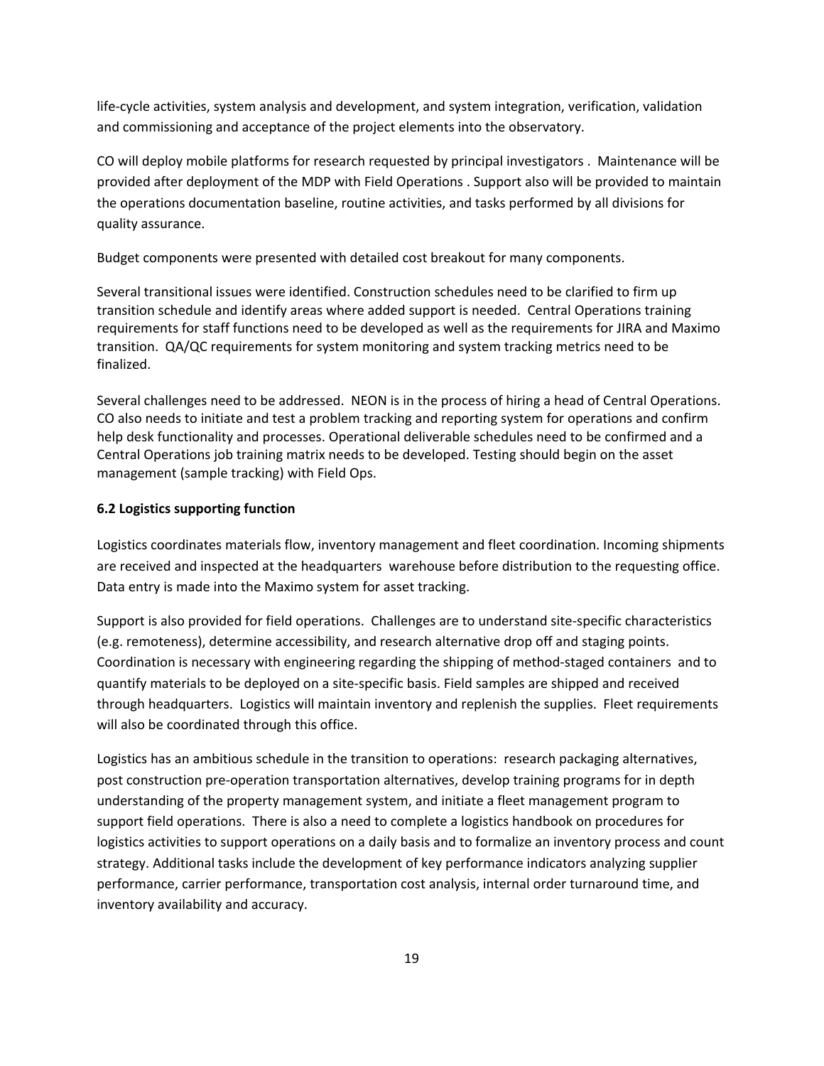life-cycle activities, system analysis and development, and system integration, verification, validation and commissioning and acceptance of the project elements into the observatory.

CO will deploy mobile platforms for research requested by principal investigators . Maintenance will be provided after deployment of the MDP with Field Operations . Support also will be provided to maintain the operations documentation baseline, routine activities, and tasks performed by all divisions for quality assurance.

Budget components were presented with detailed cost breakout for many components.

Several transitional issues were identified. Construction schedules need to be clarified to firm up transition schedule and identify areas where added support is needed. Central Operations training requirements for staff functions need to be developed as well as the requirements for JIRA and Maximo transition. QA/QC requirements for system monitoring and system tracking metrics need to be finalized.

Several challenges need to be addressed. NEON is in the process of hiring a head of Central Operations. CO also needs to initiate and test a problem tracking and reporting system for operations and confirm help desk functionality and processes. Operational deliverable schedules need to be confirmed and a Central Operations job training matrix needs to be developed. Testing should begin on the asset management (sample tracking) with Field Ops.

### 6.2 Logistics supporting function

Logistics coordinates materials flow, inventory management and fleet coordination. Incoming shipments are received and inspected at the headquarters warehouse before distribution to the requesting office. Data entry is made into the Maximo system for asset tracking.

Support is also provided for field operations. Challenges are to understand site-specific characteristics (e.g. remoteness), determine accessibility, and research alternative drop off and staging points. Coordination is necessary with engineering regarding the shipping of method-staged containers and to quantify materials to be deployed on a site-specific basis. Field samples are shipped and received through headquarters. Logistics will maintain inventory and replenish the supplies. Fleet requirements will also be coordinated through this office.

Logistics has an ambitious schedule in the transition to operations: research packaging alternatives, post construction pre-operation transportation alternatives, develop training programs for in depth understanding of the property management system, and initiate a fleet management program to support field operations. There is also a need to complete a logistics handbook on procedures for logistics activities to support operations on a daily basis and to formalize an inventory process and count strategy. Additional tasks include the development of key performance indicators analyzing supplier performance, carrier performance, transportation cost analysis, internal order turnaround time, and inventory availability and accuracy.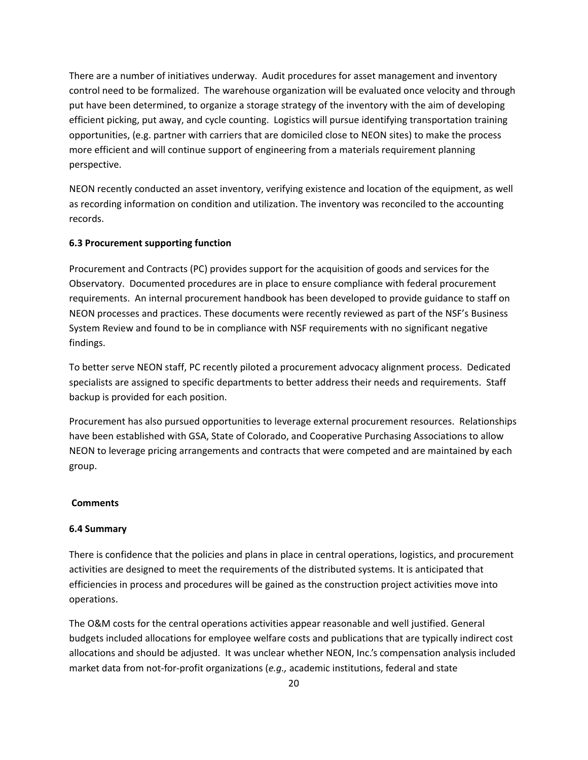There are a number of initiatives underway. Audit procedures for asset management and inventory control need to be formalized. The warehouse organization will be evaluated once velocity and through put have been determined, to organize a storage strategy of the inventory with the aim of developing efficient picking, put away, and cycle counting. Logistics will pursue identifying transportation training opportunities, (e.g. partner with carriers that are domiciled close to NEON sites) to make the process more efficient and will continue support of engineering from a materials requirement planning perspective.

NEON recently conducted an asset inventory, verifying existence and location of the equipment, as well as recording information on condition and utilization. The inventory was reconciled to the accounting records.

### 6.3 Procurement supporting function

Procurement and Contracts (PC) provides support for the acquisition of goods and services for the Observatory. Documented procedures are in place to ensure compliance with federal procurement requirements. An internal procurement handbook has been developed to provide guidance to staff on NEON processes and practices. These documents were recently reviewed as part of the NSF's Business System Review and found to be in compliance with NSF requirements with no significant negative findings.

To better serve NEON staff, PC recently piloted a procurement advocacy alignment process. Dedicated specialists are assigned to specific departments to better address their needs and requirements. Staff backup is provided for each position.

Procurement has also pursued opportunities to leverage external procurement resources. Relationships have been established with GSA, State of Colorado, and Cooperative Purchasing Associations to allow NEON to leverage pricing arrangements and contracts that were competed and are maintained by each group.

**Comments**

### 6.4 Summary

There is confidence that the policies and plans in place in central operations, logistics, and procurement activities are designed to meet the requirements of the distributed systems. It is anticipated that efficiencies in process and procedures will be gained as the construction project activities move into operations.

The O&M costs for the central operations activities appear reasonable and well justified. General budgets included allocations for employee welfare costs and publications that are typically indirect cost allocations and should be adjusted. It was unclear whether NEON, Inc.'s compensation analysis included market data from not-for-profit organizations (*e.g.,* academic institutions, federal and state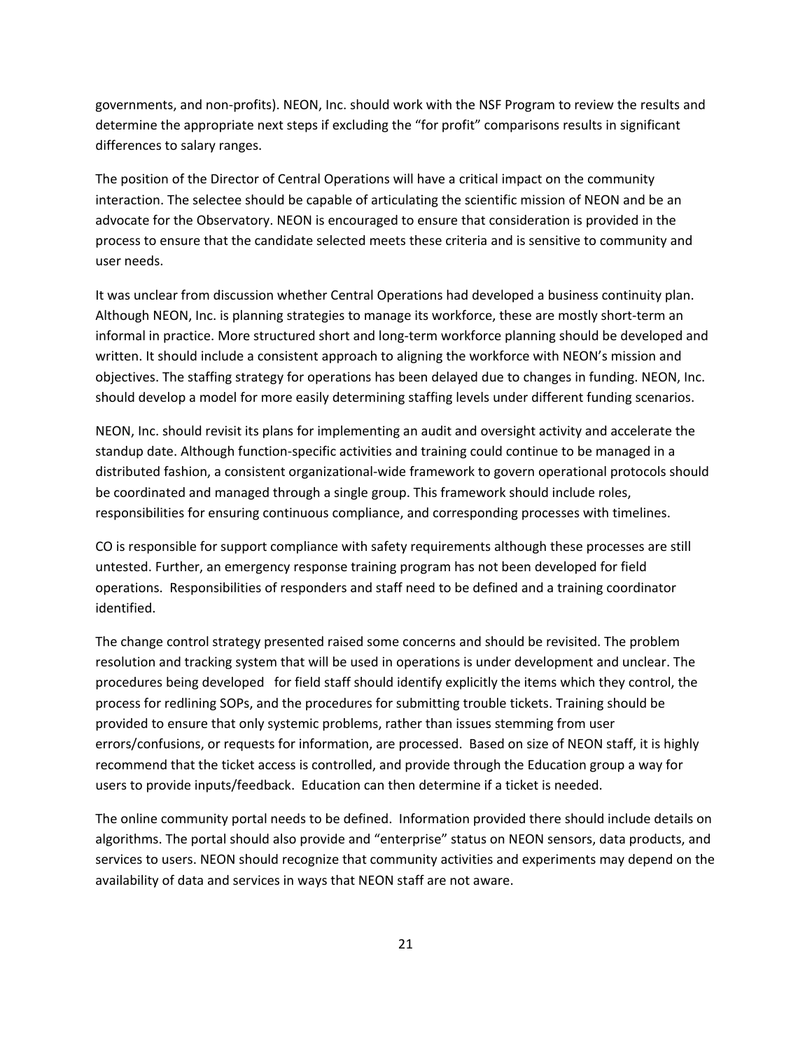governments, and non-profits). NEON, Inc. should work with the NSF Program to review the results and determine the appropriate next steps if excluding the "for profit" comparisons results in significant differences to salary ranges.

The position of the Director of Central Operations will have a critical impact on the community interaction. The selectee should be capable of articulating the scientific mission of NEON and be an advocate for the Observatory. NEON is encouraged to ensure that consideration is provided in the process to ensure that the candidate selected meets these criteria and is sensitive to community and user needs.

It was unclear from discussion whether Central Operations had developed a business continuity plan. Although NEON, Inc. is planning strategies to manage its workforce, these are mostly short-term an informal in practice. More structured short and long-term workforce planning should be developed and written. It should include a consistent approach to aligning the workforce with NEON's mission and objectives. The staffing strategy for operations has been delayed due to changes in funding. NEON, Inc. should develop a model for more easily determining staffing levels under different funding scenarios.

NEON, Inc. should revisit its plans for implementing an audit and oversight activity and accelerate the standup date. Although function-specific activities and training could continue to be managed in a distributed fashion, a consistent organizational-wide framework to govern operational protocols should be coordinated and managed through a single group. This framework should include roles, responsibilities for ensuring continuous compliance, and corresponding processes with timelines.

CO is responsible for support compliance with safety requirements although these processes are still untested. Further, an emergency response training program has not been developed for field operations. Responsibilities of responders and staff need to be defined and a training coordinator identified.

The change control strategy presented raised some concerns and should be revisited. The problem resolution and tracking system that will be used in operations is under development and unclear. The procedures being developed for field staff should identify explicitly the items which they control, the process for redlining SOPs, and the procedures for submitting trouble tickets. Training should be provided to ensure that only systemic problems, rather than issues stemming from user errors/confusions, or requests for information, are processed. Based on size of NEON staff, it is highly recommend that the ticket access is controlled, and provide through the Education group a way for users to provide inputs/feedback. Education can then determine if a ticket is needed.

The online community portal needs to be defined. Information provided there should include details on algorithms. The portal should also provide and "enterprise" status on NEON sensors, data products, and services to users. NEON should recognize that community activities and experiments may depend on the availability of data and services in ways that NEON staff are not aware.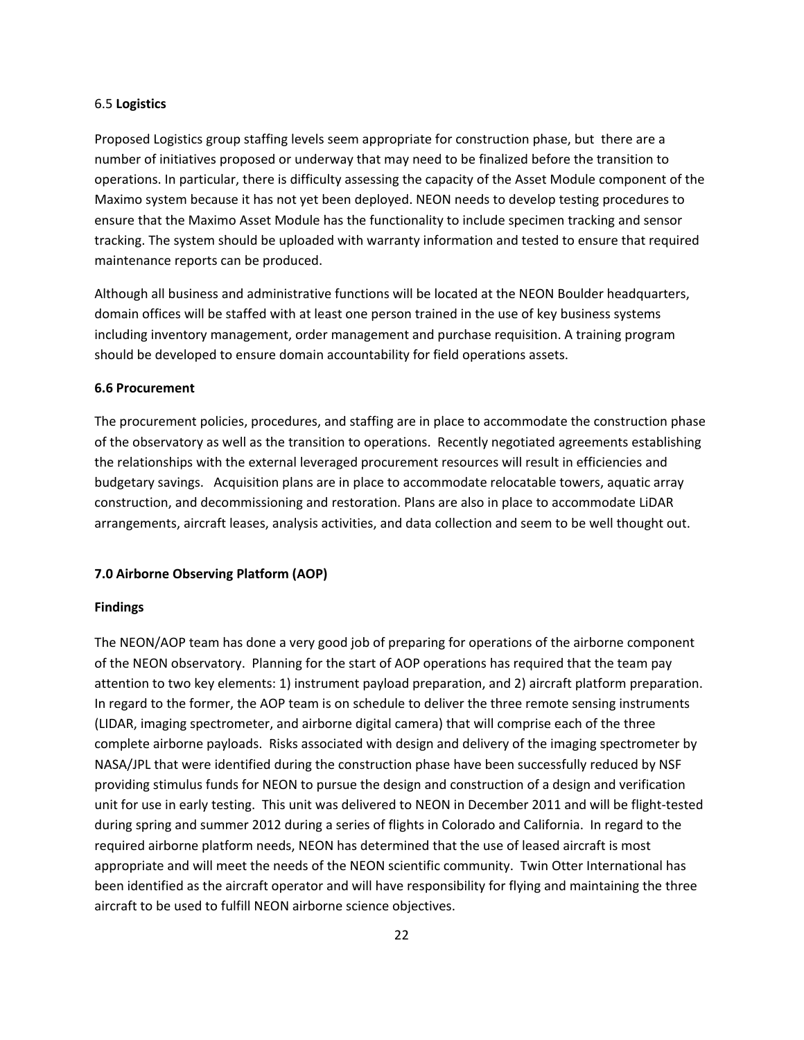### 6.5 **Logistics**

Proposed Logistics group staffing levels seem appropriate for construction phase, but there are a number of initiatives proposed or underway that may need to be finalized before the transition to operations. In particular, there is difficulty assessing the capacity of the Asset Module component of the Maximo system because it has not yet been deployed. NEON needs to develop testing procedures to ensure that the Maximo Asset Module has the functionality to include specimen tracking and sensor tracking. The system should be uploaded with warranty information and tested to ensure that required maintenance reports can be produced.

Although all business and administrative functions will be located at the NEON Boulder headquarters, domain offices will be staffed with at least one person trained in the use of key business systems including inventory management, order management and purchase requisition. A training program should be developed to ensure domain accountability for field operations assets.

### 6.6 Procurement

The procurement policies, procedures, and staffing are in place to accommodate the construction phase of the observatory as well as the transition to operations. Recently negotiated agreements establishing the relationships with the external leveraged procurement resources will result in efficiencies and budgetary savings. Acquisition plans are in place to accommodate relocatable towers, aquatic array construction, and decommissioning and restoration. Plans are also in place to accommodate LiDAR arrangements, aircraft leases, analysis activities, and data collection and seem to be well thought out.

## 7.0 Airborne Observing Platform (AOP)

### Findings

The NEON/AOP team has done a very good job of preparing for operations of the airborne component of the NEON observatory. Planning for the start of AOP operations has required that the team pay attention to two key elements: 1) instrument payload preparation, and 2) aircraft platform preparation. In regard to the former, the AOP team is on schedule to deliver the three remote sensing instruments (LIDAR, imaging spectrometer, and airborne digital camera) that will comprise each of the three complete airborne payloads. Risks associated with design and delivery of the imaging spectrometer by NASA/JPL that were identified during the construction phase have been successfully reduced by NSF providing stimulus funds for NEON to pursue the design and construction of a design and verification unit for use in early testing. This unit was delivered to NEON in December 2011 and will be flight-tested during spring and summer 2012 during a series of flights in Colorado and California. In regard to the required airborne platform needs, NEON has determined that the use of leased aircraft is most appropriate and will meet the needs of the NEON scientific community. Twin Otter International has been identified as the aircraft operator and will have responsibility for flying and maintaining the three aircraft to be used to fulfill NEON airborne science objectives.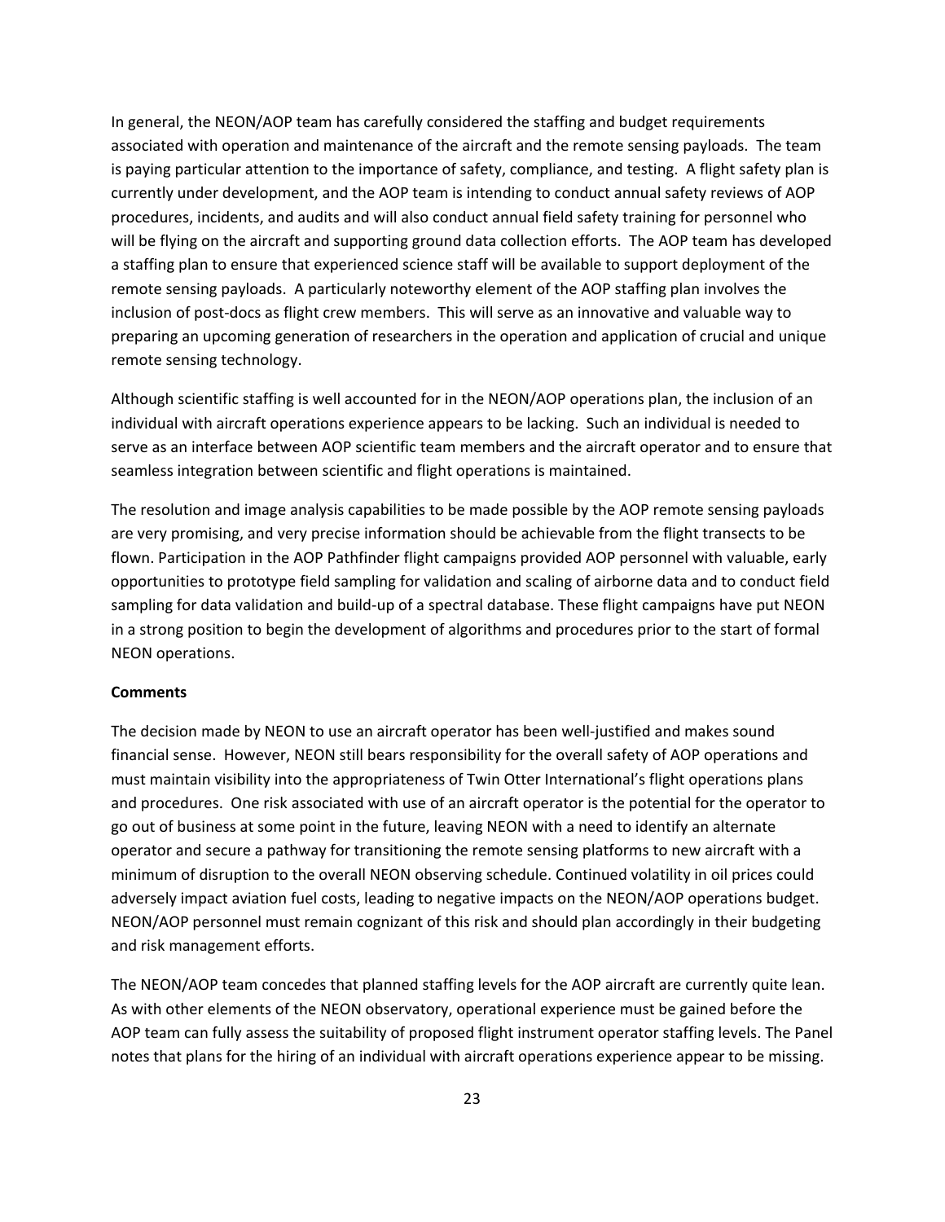In general, the NEON/AOP team has carefully considered the staffing and budget requirements associated with operation and maintenance of the aircraft and the remote sensing payloads. The team is paying particular attention to the importance of safety, compliance, and testing. A flight safety plan is currently under development, and the AOP team is intending to conduct annual safety reviews of AOP procedures, incidents, and audits and will also conduct annual field safety training for personnel who will be flying on the aircraft and supporting ground data collection efforts. The AOP team has developed a staffing plan to ensure that experienced science staff will be available to support deployment of the remote sensing payloads. A particularly noteworthy element of the AOP staffing plan involves the inclusion of post-docs as flight crew members. This will serve as an innovative and valuable way to preparing an upcoming generation of researchers in the operation and application of crucial and unique remote sensing technology.

Although scientific staffing is well accounted for in the NEON/AOP operations plan, the inclusion of an individual with aircraft operations experience appears to be lacking. Such an individual is needed to serve as an interface between AOP scientific team members and the aircraft operator and to ensure that seamless integration between scientific and flight operations is maintained.

The resolution and image analysis capabilities to be made possible by the AOP remote sensing payloads are very promising, and very precise information should be achievable from the flight transects to be flown. Participation in the AOP Pathfinder flight campaigns provided AOP personnel with valuable, early opportunities to prototype field sampling for validation and scaling of airborne data and to conduct field sampling for data validation and build-up of a spectral database. These flight campaigns have put NEON in a strong position to begin the development of algorithms and procedures prior to the start of formal NEON operations.

**Comments**

The decision made by NEON to use an aircraft operator has been well-justified and makes sound financial sense. However, NEON still bears responsibility for the overall safety of AOP operations and must maintain visibility into the appropriateness of Twin Otter International's flight operations plans and procedures. One risk associated with use of an aircraft operator is the potential for the operator to go out of business at some point in the future, leaving NEON with a need to identify an alternate operator and secure a pathway for transitioning the remote sensing platforms to new aircraft with a minimum of disruption to the overall NEON observing schedule. Continued volatility in oil prices could adversely impact aviation fuel costs, leading to negative impacts on the NEON/AOP operations budget. NEON/AOP personnel must remain cognizant of this risk and should plan accordingly in their budgeting and risk management efforts.

The NEON/AOP team concedes that planned staffing levels for the AOP aircraft are currently quite lean. As with other elements of the NEON observatory, operational experience must be gained before the AOP team can fully assess the suitability of proposed flight instrument operator staffing levels. The Panel notes that plans for the hiring of an individual with aircraft operations experience appear to be missing.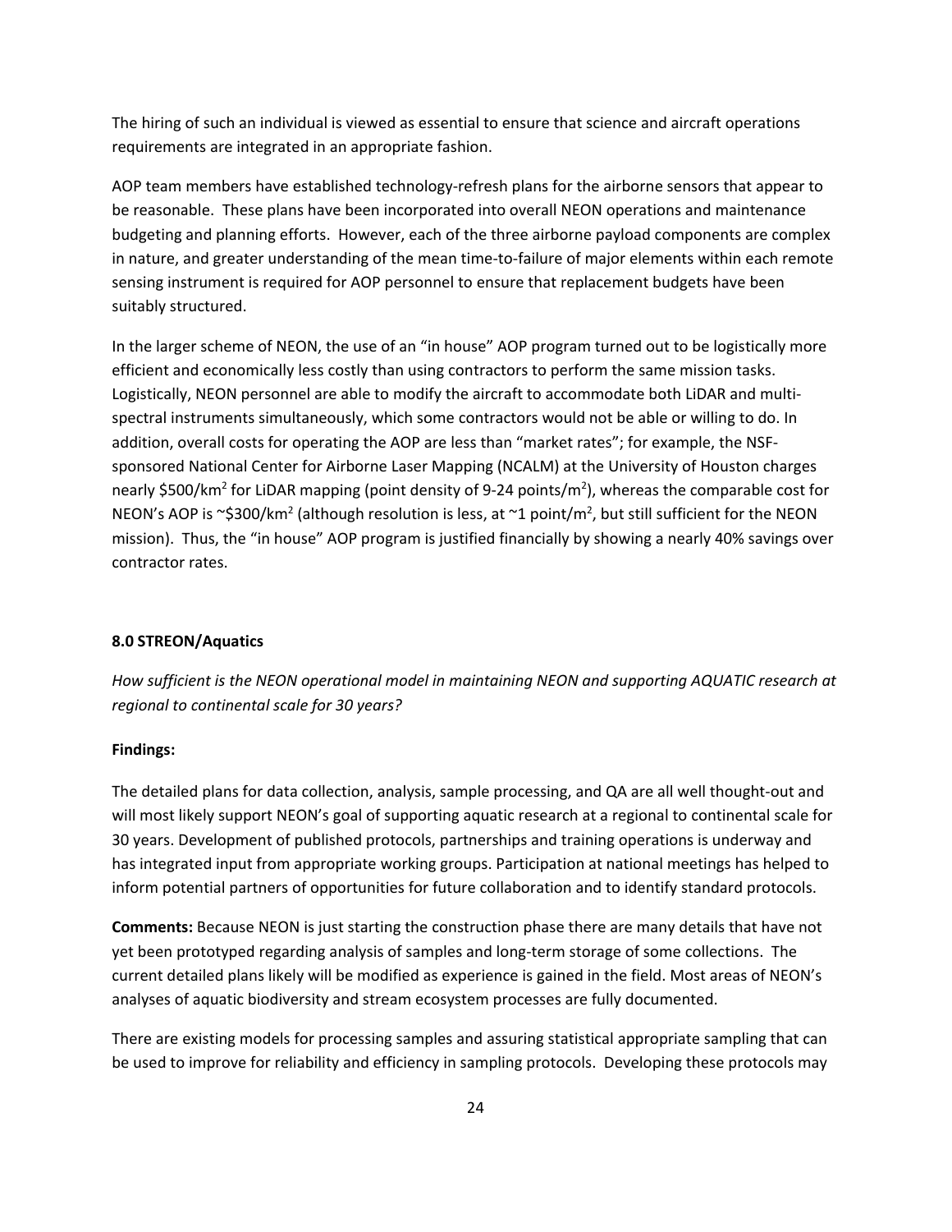The hiring of such an individual is viewed as essential to ensure that science and aircraft operations requirements are integrated in an appropriate fashion.

AOP team members have established technology-refresh plans for the airborne sensors that appear to be reasonable. These plans have been incorporated into overall NEON operations and maintenance budgeting and planning efforts. However, each of the three airborne payload components are complex in nature, and greater understanding of the mean time-to-failure of major elements within each remote sensing instrument is required for AOP personnel to ensure that replacement budgets have been suitably structured.

In the larger scheme of NEON, the use of an "in house" AOP program turned out to be logistically more efficient and economically less costly than using contractors to perform the same mission tasks. Logistically, NEON personnel are able to modify the aircraft to accommodate both LiDAR and multi-spectral instruments simultaneously, which some contractors would not be able or willing to do. In addition, overall costs for operating the AOP are less than "market rates"; for example, the NSF-sponsored National Center for Airborne Laser Mapping (NCALM) at the University of Houston charges nearly \$500/km$^2$ for LiDAR mapping (point density of 9-24 points/m$^2$), whereas the comparable cost for NEON's AOP is ~\$300/km$^2$ (although resolution is less, at ~1 point/m$^2$, but still sufficient for the NEON mission). Thus, the "in house" AOP program is justified financially by showing a nearly 40% savings over contractor rates.

## 8.0 STREON/Aquatics

*How sufficient is the NEON operational model in maintaining NEON and supporting AQUATIC research at regional to continental scale for 30 years?*

**Findings:**

The detailed plans for data collection, analysis, sample processing, and QA are all well thought-out and will most likely support NEON's goal of supporting aquatic research at a regional to continental scale for 30 years. Development of published protocols, partnerships and training operations is underway and has integrated input from appropriate working groups. Participation at national meetings has helped to inform potential partners of opportunities for future collaboration and to identify standard protocols.

**Comments:** Because NEON is just starting the construction phase there are many details that have not yet been prototyped regarding analysis of samples and long-term storage of some collections. The current detailed plans likely will be modified as experience is gained in the field. Most areas of NEON's analyses of aquatic biodiversity and stream ecosystem processes are fully documented.

There are existing models for processing samples and assuring statistical appropriate sampling that can be used to improve for reliability and efficiency in sampling protocols. Developing these protocols may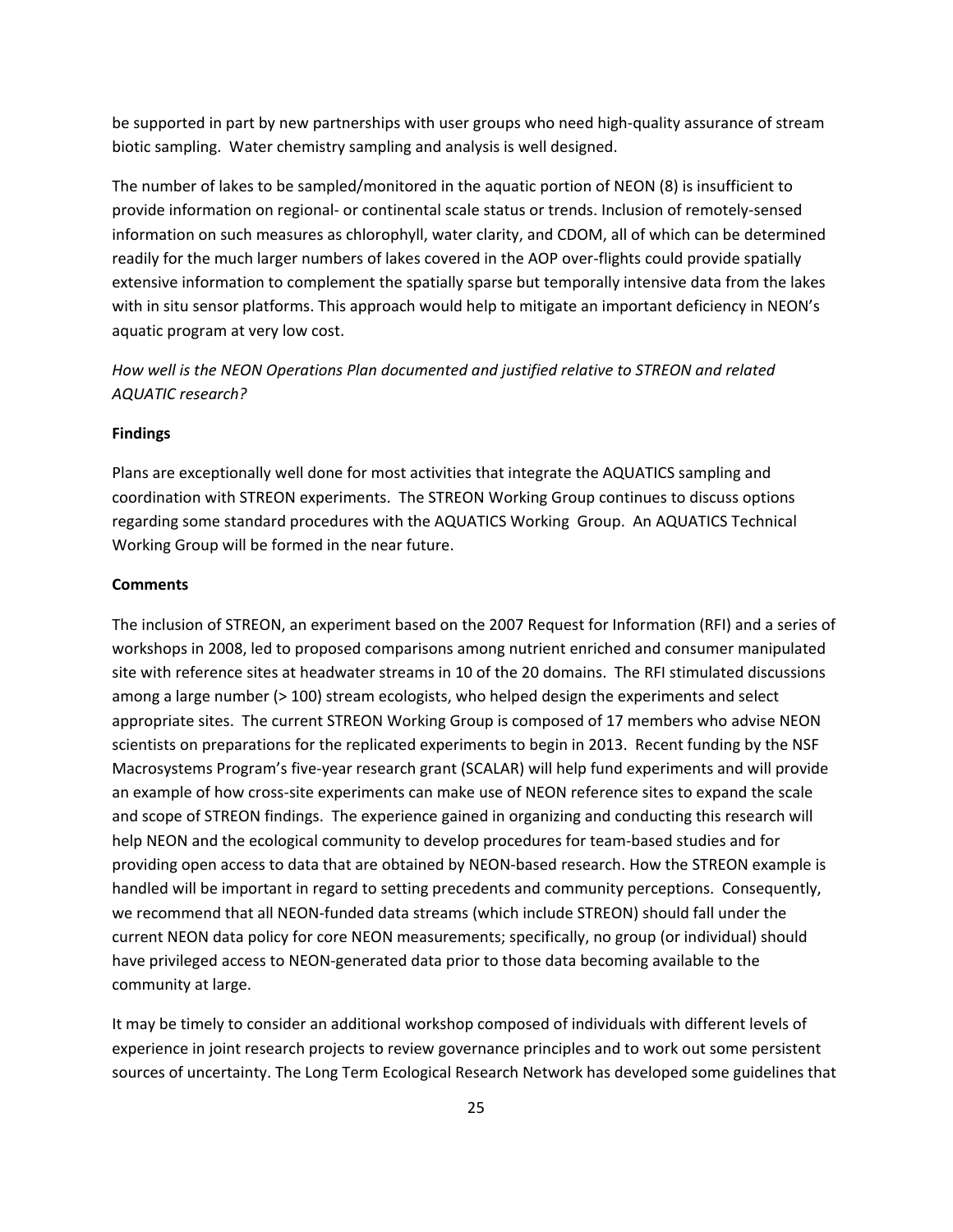be supported in part by new partnerships with user groups who need high-quality assurance of stream biotic sampling. Water chemistry sampling and analysis is well designed.

The number of lakes to be sampled/monitored in the aquatic portion of NEON (8) is insufficient to provide information on regional- or continental scale status or trends. Inclusion of remotely-sensed information on such measures as chlorophyll, water clarity, and CDOM, all of which can be determined readily for the much larger numbers of lakes covered in the AOP over-flights could provide spatially extensive information to complement the spatially sparse but temporally intensive data from the lakes with in situ sensor platforms. This approach would help to mitigate an important deficiency in NEON's aquatic program at very low cost.

*How well is the NEON Operations Plan documented and justified relative to STREON and related AQUATIC research?*

**Findings**

Plans are exceptionally well done for most activities that integrate the AQUATICS sampling and coordination with STREON experiments. The STREON Working Group continues to discuss options regarding some standard procedures with the AQUATICS Working Group. An AQUATICS Technical Working Group will be formed in the near future.

**Comments**

The inclusion of STREON, an experiment based on the 2007 Request for Information (RFI) and a series of workshops in 2008, led to proposed comparisons among nutrient enriched and consumer manipulated site with reference sites at headwater streams in 10 of the 20 domains. The RFI stimulated discussions among a large number (> 100) stream ecologists, who helped design the experiments and select appropriate sites. The current STREON Working Group is composed of 17 members who advise NEON scientists on preparations for the replicated experiments to begin in 2013. Recent funding by the NSF Macrosystems Program's five-year research grant (SCALAR) will help fund experiments and will provide an example of how cross-site experiments can make use of NEON reference sites to expand the scale and scope of STREON findings. The experience gained in organizing and conducting this research will help NEON and the ecological community to develop procedures for team-based studies and for providing open access to data that are obtained by NEON-based research. How the STREON example is handled will be important in regard to setting precedents and community perceptions. Consequently, we recommend that all NEON-funded data streams (which include STREON) should fall under the current NEON data policy for core NEON measurements; specifically, no group (or individual) should have privileged access to NEON-generated data prior to those data becoming available to the community at large.

It may be timely to consider an additional workshop composed of individuals with different levels of experience in joint research projects to review governance principles and to work out some persistent sources of uncertainty. The Long Term Ecological Research Network has developed some guidelines that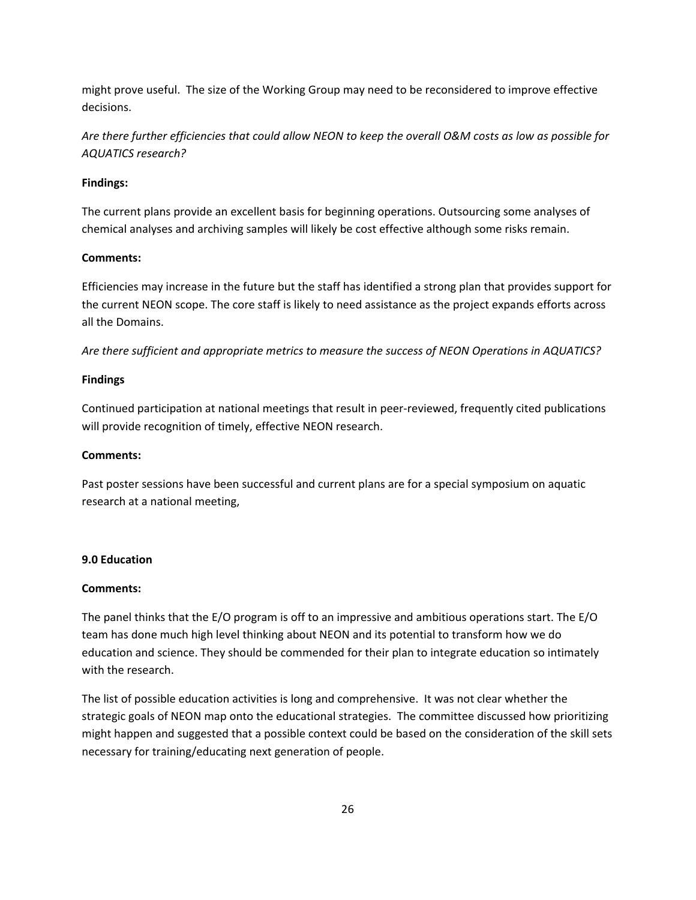might prove useful. The size of the Working Group may need to be reconsidered to improve effective decisions.

*Are there further efficiencies that could allow NEON to keep the overall O&M costs as low as possible for AQUATICS research?*

**Findings:**

The current plans provide an excellent basis for beginning operations. Outsourcing some analyses of chemical analyses and archiving samples will likely be cost effective although some risks remain.

**Comments:**

Efficiencies may increase in the future but the staff has identified a strong plan that provides support for the current NEON scope. The core staff is likely to need assistance as the project expands efforts across all the Domains.

*Are there sufficient and appropriate metrics to measure the success of NEON Operations in AQUATICS?*

**Findings**

Continued participation at national meetings that result in peer-reviewed, frequently cited publications will provide recognition of timely, effective NEON research.

**Comments:**

Past poster sessions have been successful and current plans are for a special symposium on aquatic research at a national meeting,

**9.0 Education**

**Comments:**

The panel thinks that the E/O program is off to an impressive and ambitious operations start. The E/O team has done much high level thinking about NEON and its potential to transform how we do education and science. They should be commended for their plan to integrate education so intimately with the research.

The list of possible education activities is long and comprehensive. It was not clear whether the strategic goals of NEON map onto the educational strategies. The committee discussed how prioritizing might happen and suggested that a possible context could be based on the consideration of the skill sets necessary for training/educating next generation of people.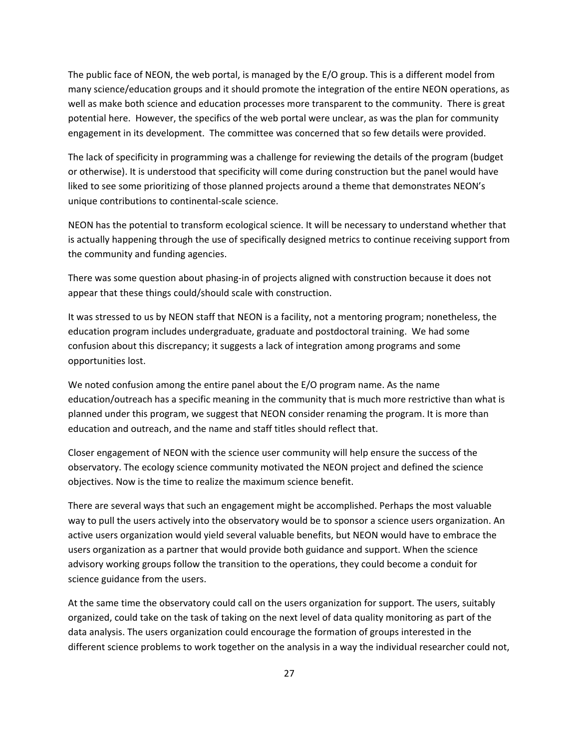The public face of NEON, the web portal, is managed by the E/O group. This is a different model from many science/education groups and it should promote the integration of the entire NEON operations, as well as make both science and education processes more transparent to the community. There is great potential here. However, the specifics of the web portal were unclear, as was the plan for community engagement in its development. The committee was concerned that so few details were provided.

The lack of specificity in programming was a challenge for reviewing the details of the program (budget or otherwise). It is understood that specificity will come during construction but the panel would have liked to see some prioritizing of those planned projects around a theme that demonstrates NEON's unique contributions to continental-scale science.

NEON has the potential to transform ecological science. It will be necessary to understand whether that is actually happening through the use of specifically designed metrics to continue receiving support from the community and funding agencies.

There was some question about phasing-in of projects aligned with construction because it does not appear that these things could/should scale with construction.

It was stressed to us by NEON staff that NEON is a facility, not a mentoring program; nonetheless, the education program includes undergraduate, graduate and postdoctoral training. We had some confusion about this discrepancy; it suggests a lack of integration among programs and some opportunities lost.

We noted confusion among the entire panel about the E/O program name. As the name education/outreach has a specific meaning in the community that is much more restrictive than what is planned under this program, we suggest that NEON consider renaming the program. It is more than education and outreach, and the name and staff titles should reflect that.

Closer engagement of NEON with the science user community will help ensure the success of the observatory. The ecology science community motivated the NEON project and defined the science objectives. Now is the time to realize the maximum science benefit.

There are several ways that such an engagement might be accomplished. Perhaps the most valuable way to pull the users actively into the observatory would be to sponsor a science users organization. An active users organization would yield several valuable benefits, but NEON would have to embrace the users organization as a partner that would provide both guidance and support. When the science advisory working groups follow the transition to the operations, they could become a conduit for science guidance from the users.

At the same time the observatory could call on the users organization for support. The users, suitably organized, could take on the task of taking on the next level of data quality monitoring as part of the data analysis. The users organization could encourage the formation of groups interested in the different science problems to work together on the analysis in a way the individual researcher could not,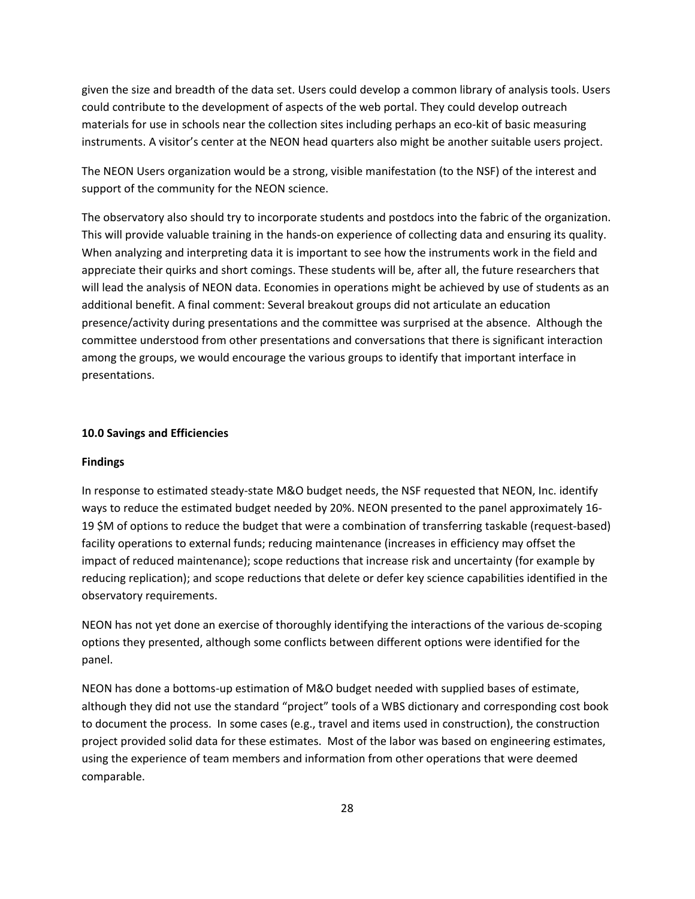given the size and breadth of the data set. Users could develop a common library of analysis tools. Users could contribute to the development of aspects of the web portal. They could develop outreach materials for use in schools near the collection sites including perhaps an eco-kit of basic measuring instruments. A visitor's center at the NEON head quarters also might be another suitable users project.

The NEON Users organization would be a strong, visible manifestation (to the NSF) of the interest and support of the community for the NEON science.

The observatory also should try to incorporate students and postdocs into the fabric of the organization. This will provide valuable training in the hands-on experience of collecting data and ensuring its quality. When analyzing and interpreting data it is important to see how the instruments work in the field and appreciate their quirks and short comings. These students will be, after all, the future researchers that will lead the analysis of NEON data. Economies in operations might be achieved by use of students as an additional benefit. A final comment: Several breakout groups did not articulate an education presence/activity during presentations and the committee was surprised at the absence. Although the committee understood from other presentations and conversations that there is significant interaction among the groups, we would encourage the various groups to identify that important interface in presentations.

### 10.0 Savings and Efficiencies

**Findings**

In response to estimated steady-state M&O budget needs, the NSF requested that NEON, Inc. identify ways to reduce the estimated budget needed by 20%. NEON presented to the panel approximately 16-19 $M of options to reduce the budget that were a combination of transferring taskable (request-based) facility operations to external funds; reducing maintenance (increases in efficiency may offset the impact of reduced maintenance); scope reductions that increase risk and uncertainty (for example by reducing replication); and scope reductions that delete or defer key science capabilities identified in the observatory requirements.

NEON has not yet done an exercise of thoroughly identifying the interactions of the various de-scoping options they presented, although some conflicts between different options were identified for the panel.

NEON has done a bottoms-up estimation of M&O budget needed with supplied bases of estimate, although they did not use the standard "project" tools of a WBS dictionary and corresponding cost book to document the process. In some cases (e.g., travel and items used in construction), the construction project provided solid data for these estimates. Most of the labor was based on engineering estimates, using the experience of team members and information from other operations that were deemed comparable.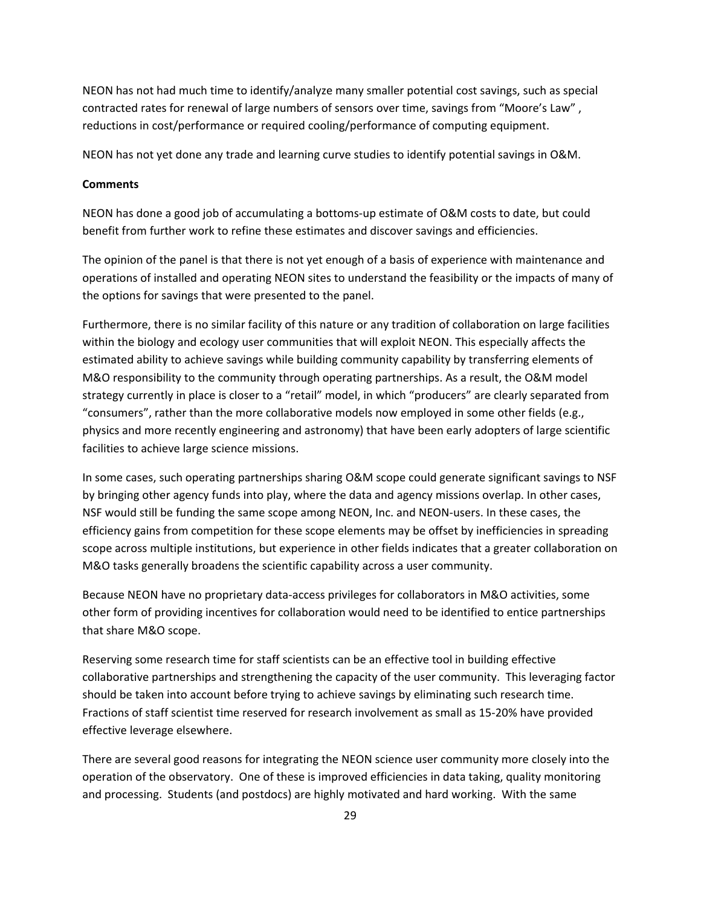NEON has not had much time to identify/analyze many smaller potential cost savings, such as special contracted rates for renewal of large numbers of sensors over time, savings from "Moore's Law" , reductions in cost/performance or required cooling/performance of computing equipment.

NEON has not yet done any trade and learning curve studies to identify potential savings in O&M.

**Comments**

NEON has done a good job of accumulating a bottoms-up estimate of O&M costs to date, but could benefit from further work to refine these estimates and discover savings and efficiencies.

The opinion of the panel is that there is not yet enough of a basis of experience with maintenance and operations of installed and operating NEON sites to understand the feasibility or the impacts of many of the options for savings that were presented to the panel.

Furthermore, there is no similar facility of this nature or any tradition of collaboration on large facilities within the biology and ecology user communities that will exploit NEON. This especially affects the estimated ability to achieve savings while building community capability by transferring elements of M&O responsibility to the community through operating partnerships. As a result, the O&M model strategy currently in place is closer to a "retail" model, in which "producers" are clearly separated from "consumers", rather than the more collaborative models now employed in some other fields (e.g., physics and more recently engineering and astronomy) that have been early adopters of large scientific facilities to achieve large science missions.

In some cases, such operating partnerships sharing O&M scope could generate significant savings to NSF by bringing other agency funds into play, where the data and agency missions overlap. In other cases, NSF would still be funding the same scope among NEON, Inc. and NEON-users. In these cases, the efficiency gains from competition for these scope elements may be offset by inefficiencies in spreading scope across multiple institutions, but experience in other fields indicates that a greater collaboration on M&O tasks generally broadens the scientific capability across a user community.

Because NEON have no proprietary data-access privileges for collaborators in M&O activities, some other form of providing incentives for collaboration would need to be identified to entice partnerships that share M&O scope.

Reserving some research time for staff scientists can be an effective tool in building effective collaborative partnerships and strengthening the capacity of the user community. This leveraging factor should be taken into account before trying to achieve savings by eliminating such research time. Fractions of staff scientist time reserved for research involvement as small as 15-20% have provided effective leverage elsewhere.

There are several good reasons for integrating the NEON science user community more closely into the operation of the observatory. One of these is improved efficiencies in data taking, quality monitoring and processing. Students (and postdocs) are highly motivated and hard working. With the same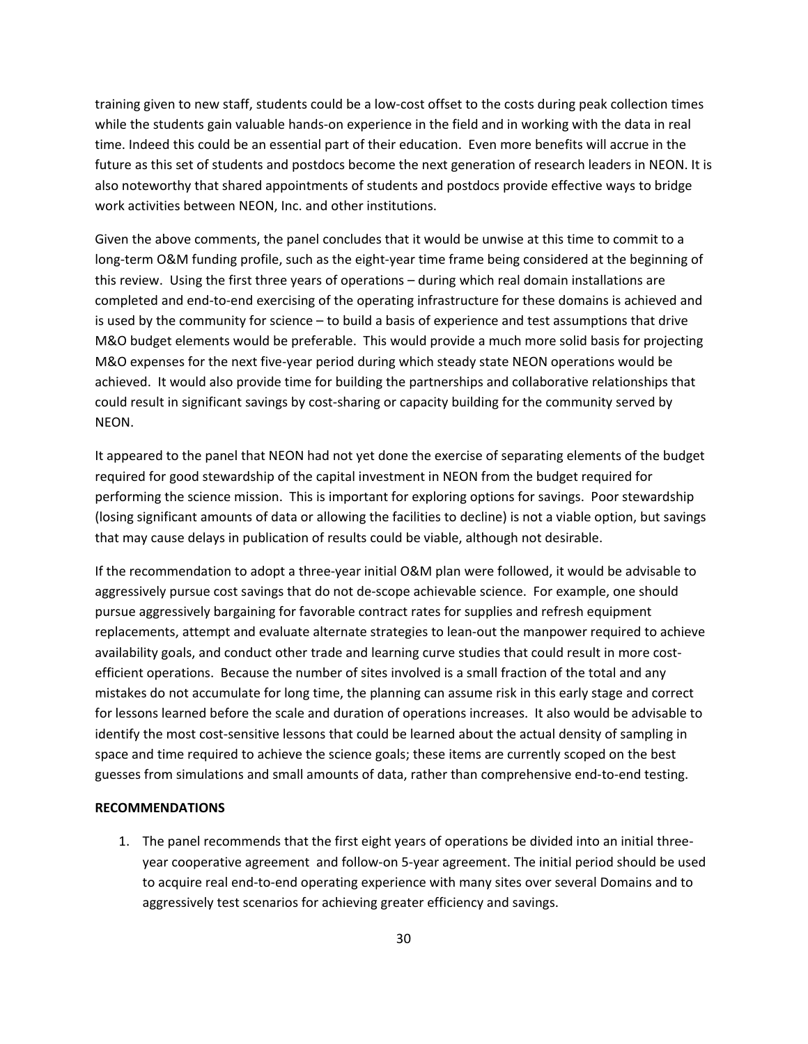training given to new staff, students could be a low-cost offset to the costs during peak collection times while the students gain valuable hands-on experience in the field and in working with the data in real time. Indeed this could be an essential part of their education. Even more benefits will accrue in the future as this set of students and postdocs become the next generation of research leaders in NEON. It is also noteworthy that shared appointments of students and postdocs provide effective ways to bridge work activities between NEON, Inc. and other institutions.

Given the above comments, the panel concludes that it would be unwise at this time to commit to a long-term O&M funding profile, such as the eight-year time frame being considered at the beginning of this review. Using the first three years of operations – during which real domain installations are completed and end-to-end exercising of the operating infrastructure for these domains is achieved and is used by the community for science – to build a basis of experience and test assumptions that drive M&O budget elements would be preferable. This would provide a much more solid basis for projecting M&O expenses for the next five-year period during which steady state NEON operations would be achieved. It would also provide time for building the partnerships and collaborative relationships that could result in significant savings by cost-sharing or capacity building for the community served by NEON.

It appeared to the panel that NEON had not yet done the exercise of separating elements of the budget required for good stewardship of the capital investment in NEON from the budget required for performing the science mission. This is important for exploring options for savings. Poor stewardship (losing significant amounts of data or allowing the facilities to decline) is not a viable option, but savings that may cause delays in publication of results could be viable, although not desirable.

If the recommendation to adopt a three-year initial O&M plan were followed, it would be advisable to aggressively pursue cost savings that do not de-scope achievable science. For example, one should pursue aggressively bargaining for favorable contract rates for supplies and refresh equipment replacements, attempt and evaluate alternate strategies to lean-out the manpower required to achieve availability goals, and conduct other trade and learning curve studies that could result in more cost-efficient operations. Because the number of sites involved is a small fraction of the total and any mistakes do not accumulate for long time, the planning can assume risk in this early stage and correct for lessons learned before the scale and duration of operations increases. It also would be advisable to identify the most cost-sensitive lessons that could be learned about the actual density of sampling in space and time required to achieve the science goals; these items are currently scoped on the best guesses from simulations and small amounts of data, rather than comprehensive end-to-end testing.

**RECOMMENDATIONS**

1. The panel recommends that the first eight years of operations be divided into an initial three-year cooperative agreement and follow-on 5-year agreement. The initial period should be used to acquire real end-to-end operating experience with many sites over several Domains and to aggressively test scenarios for achieving greater efficiency and savings.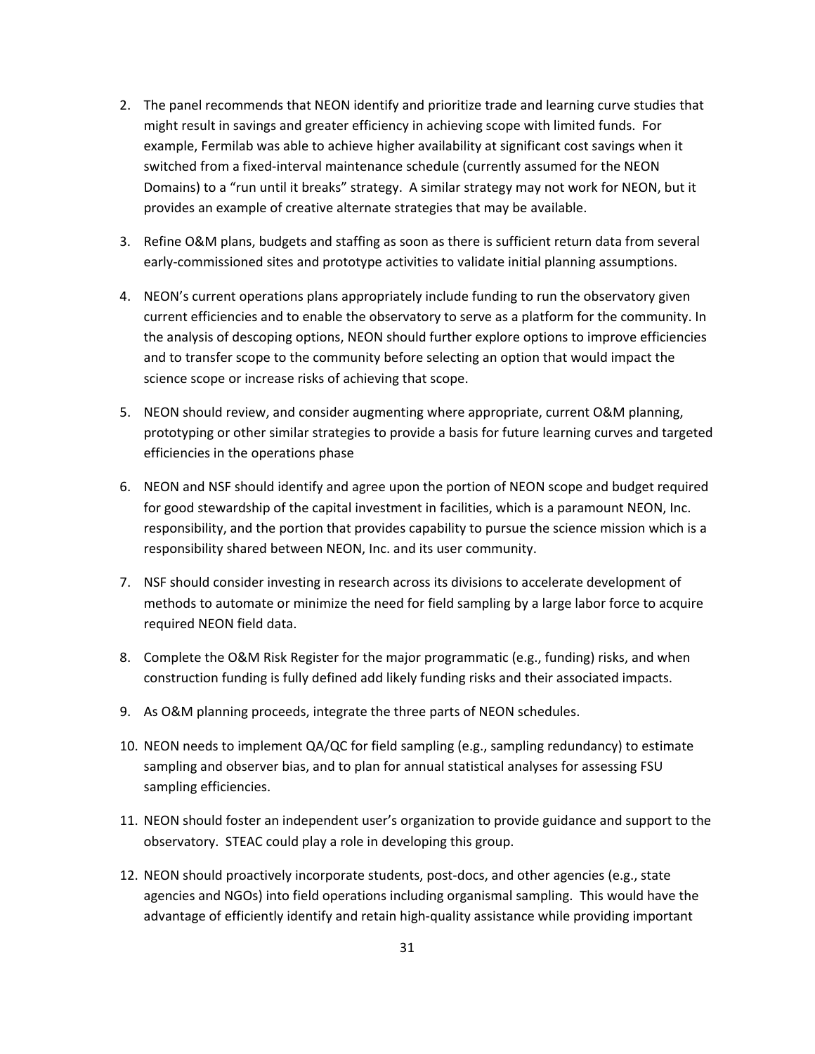2. The panel recommends that NEON identify and prioritize trade and learning curve studies that might result in savings and greater efficiency in achieving scope with limited funds. For example, Fermilab was able to achieve higher availability at significant cost savings when it switched from a fixed-interval maintenance schedule (currently assumed for the NEON Domains) to a "run until it breaks" strategy. A similar strategy may not work for NEON, but it provides an example of creative alternate strategies that may be available.

3. Refine O&M plans, budgets and staffing as soon as there is sufficient return data from several early-commissioned sites and prototype activities to validate initial planning assumptions.

4. NEON's current operations plans appropriately include funding to run the observatory given current efficiencies and to enable the observatory to serve as a platform for the community. In the analysis of descoping options, NEON should further explore options to improve efficiencies and to transfer scope to the community before selecting an option that would impact the science scope or increase risks of achieving that scope.

5. NEON should review, and consider augmenting where appropriate, current O&M planning, prototyping or other similar strategies to provide a basis for future learning curves and targeted efficiencies in the operations phase

6. NEON and NSF should identify and agree upon the portion of NEON scope and budget required for good stewardship of the capital investment in facilities, which is a paramount NEON, Inc. responsibility, and the portion that provides capability to pursue the science mission which is a responsibility shared between NEON, Inc. and its user community.

7. NSF should consider investing in research across its divisions to accelerate development of methods to automate or minimize the need for field sampling by a large labor force to acquire required NEON field data.

8. Complete the O&M Risk Register for the major programmatic (e.g., funding) risks, and when construction funding is fully defined add likely funding risks and their associated impacts.

9. As O&M planning proceeds, integrate the three parts of NEON schedules.

10. NEON needs to implement QA/QC for field sampling (e.g., sampling redundancy) to estimate sampling and observer bias, and to plan for annual statistical analyses for assessing FSU sampling efficiencies.

11. NEON should foster an independent user's organization to provide guidance and support to the observatory. STEAC could play a role in developing this group.

12. NEON should proactively incorporate students, post-docs, and other agencies (e.g., state agencies and NGOs) into field operations including organismal sampling. This would have the advantage of efficiently identify and retain high-quality assistance while providing important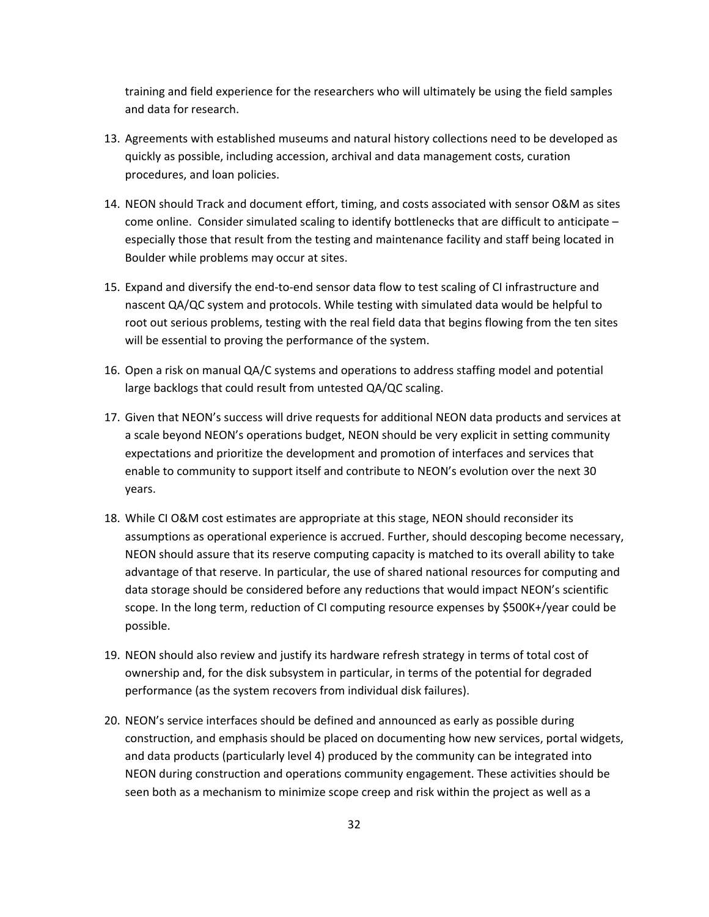training and field experience for the researchers who will ultimately be using the field samples and data for research.

13. Agreements with established museums and natural history collections need to be developed as quickly as possible, including accession, archival and data management costs, curation procedures, and loan policies.

14. NEON should Track and document effort, timing, and costs associated with sensor O&M as sites come online. Consider simulated scaling to identify bottlenecks that are difficult to anticipate – especially those that result from the testing and maintenance facility and staff being located in Boulder while problems may occur at sites.

15. Expand and diversify the end-to-end sensor data flow to test scaling of CI infrastructure and nascent QA/QC system and protocols. While testing with simulated data would be helpful to root out serious problems, testing with the real field data that begins flowing from the ten sites will be essential to proving the performance of the system.

16. Open a risk on manual QA/C systems and operations to address staffing model and potential large backlogs that could result from untested QA/QC scaling.

17. Given that NEON's success will drive requests for additional NEON data products and services at a scale beyond NEON's operations budget, NEON should be very explicit in setting community expectations and prioritize the development and promotion of interfaces and services that enable to community to support itself and contribute to NEON's evolution over the next 30 years.

18. While CI O&M cost estimates are appropriate at this stage, NEON should reconsider its assumptions as operational experience is accrued. Further, should descoping become necessary, NEON should assure that its reserve computing capacity is matched to its overall ability to take advantage of that reserve. In particular, the use of shared national resources for computing and data storage should be considered before any reductions that would impact NEON's scientific scope. In the long term, reduction of CI computing resource expenses by $500K+/year could be possible.

19. NEON should also review and justify its hardware refresh strategy in terms of total cost of ownership and, for the disk subsystem in particular, in terms of the potential for degraded performance (as the system recovers from individual disk failures).

20. NEON's service interfaces should be defined and announced as early as possible during construction, and emphasis should be placed on documenting how new services, portal widgets, and data products (particularly level 4) produced by the community can be integrated into NEON during construction and operations community engagement. These activities should be seen both as a mechanism to minimize scope creep and risk within the project as well as a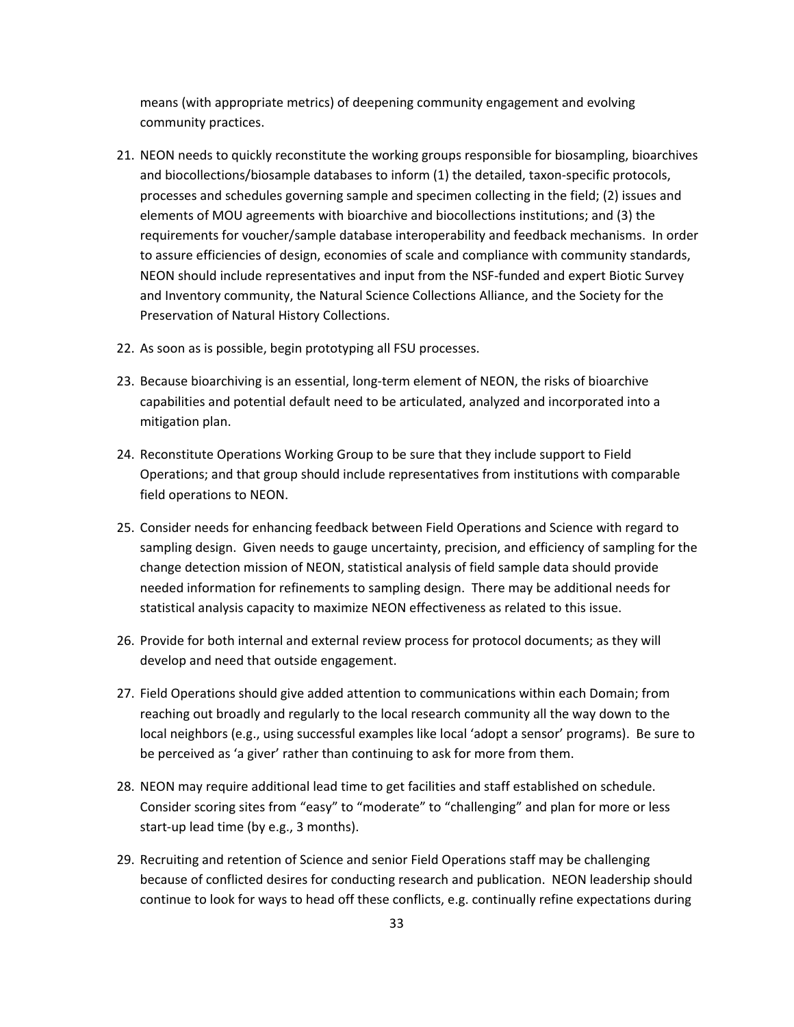means (with appropriate metrics) of deepening community engagement and evolving community practices.

21. NEON needs to quickly reconstitute the working groups responsible for biosampling, bioarchives and biocollections/biosample databases to inform (1) the detailed, taxon-specific protocols, processes and schedules governing sample and specimen collecting in the field; (2) issues and elements of MOU agreements with bioarchive and biocollections institutions; and (3) the requirements for voucher/sample database interoperability and feedback mechanisms. In order to assure efficiencies of design, economies of scale and compliance with community standards, NEON should include representatives and input from the NSF-funded and expert Biotic Survey and Inventory community, the Natural Science Collections Alliance, and the Society for the Preservation of Natural History Collections.

22. As soon as is possible, begin prototyping all FSU processes.

23. Because bioarchiving is an essential, long-term element of NEON, the risks of bioarchive capabilities and potential default need to be articulated, analyzed and incorporated into a mitigation plan.

24. Reconstitute Operations Working Group to be sure that they include support to Field Operations; and that group should include representatives from institutions with comparable field operations to NEON.

25. Consider needs for enhancing feedback between Field Operations and Science with regard to sampling design. Given needs to gauge uncertainty, precision, and efficiency of sampling for the change detection mission of NEON, statistical analysis of field sample data should provide needed information for refinements to sampling design. There may be additional needs for statistical analysis capacity to maximize NEON effectiveness as related to this issue.

26. Provide for both internal and external review process for protocol documents; as they will develop and need that outside engagement.

27. Field Operations should give added attention to communications within each Domain; from reaching out broadly and regularly to the local research community all the way down to the local neighbors (e.g., using successful examples like local 'adopt a sensor' programs). Be sure to be perceived as 'a giver' rather than continuing to ask for more from them.

28. NEON may require additional lead time to get facilities and staff established on schedule. Consider scoring sites from "easy" to "moderate" to "challenging" and plan for more or less start-up lead time (by e.g., 3 months).

29. Recruiting and retention of Science and senior Field Operations staff may be challenging because of conflicted desires for conducting research and publication. NEON leadership should continue to look for ways to head off these conflicts, e.g. continually refine expectations during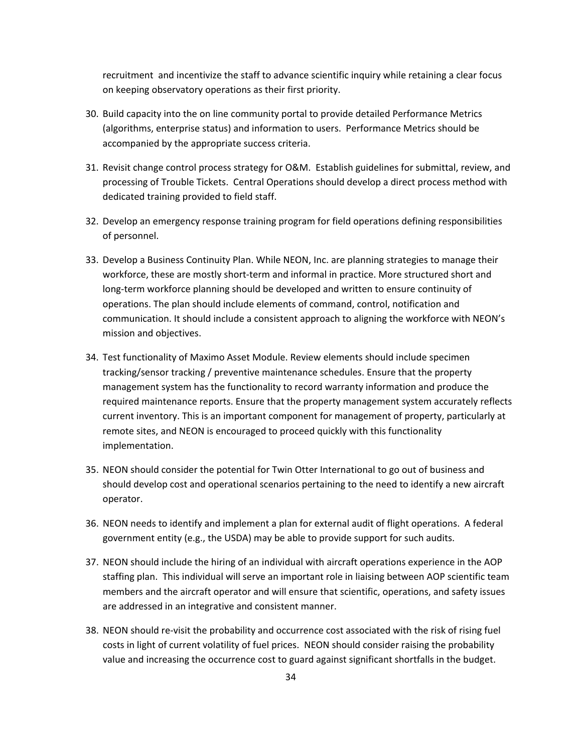recruitment and incentivize the staff to advance scientific inquiry while retaining a clear focus on keeping observatory operations as their first priority.

30. Build capacity into the on line community portal to provide detailed Performance Metrics (algorithms, enterprise status) and information to users. Performance Metrics should be accompanied by the appropriate success criteria.
31. Revisit change control process strategy for O&M. Establish guidelines for submittal, review, and processing of Trouble Tickets. Central Operations should develop a direct process method with dedicated training provided to field staff.
32. Develop an emergency response training program for field operations defining responsibilities of personnel.
33. Develop a Business Continuity Plan. While NEON, Inc. are planning strategies to manage their workforce, these are mostly short-term and informal in practice. More structured short and long-term workforce planning should be developed and written to ensure continuity of operations. The plan should include elements of command, control, notification and communication. It should include a consistent approach to aligning the workforce with NEON's mission and objectives.
34. Test functionality of Maximo Asset Module. Review elements should include specimen tracking/sensor tracking / preventive maintenance schedules. Ensure that the property management system has the functionality to record warranty information and produce the required maintenance reports. Ensure that the property management system accurately reflects current inventory. This is an important component for management of property, particularly at remote sites, and NEON is encouraged to proceed quickly with this functionality implementation.
35. NEON should consider the potential for Twin Otter International to go out of business and should develop cost and operational scenarios pertaining to the need to identify a new aircraft operator.
36. NEON needs to identify and implement a plan for external audit of flight operations. A federal government entity (e.g., the USDA) may be able to provide support for such audits.
37. NEON should include the hiring of an individual with aircraft operations experience in the AOP staffing plan. This individual will serve an important role in liaising between AOP scientific team members and the aircraft operator and will ensure that scientific, operations, and safety issues are addressed in an integrative and consistent manner.
38. NEON should re-visit the probability and occurrence cost associated with the risk of rising fuel costs in light of current volatility of fuel prices. NEON should consider raising the probability value and increasing the occurrence cost to guard against significant shortfalls in the budget.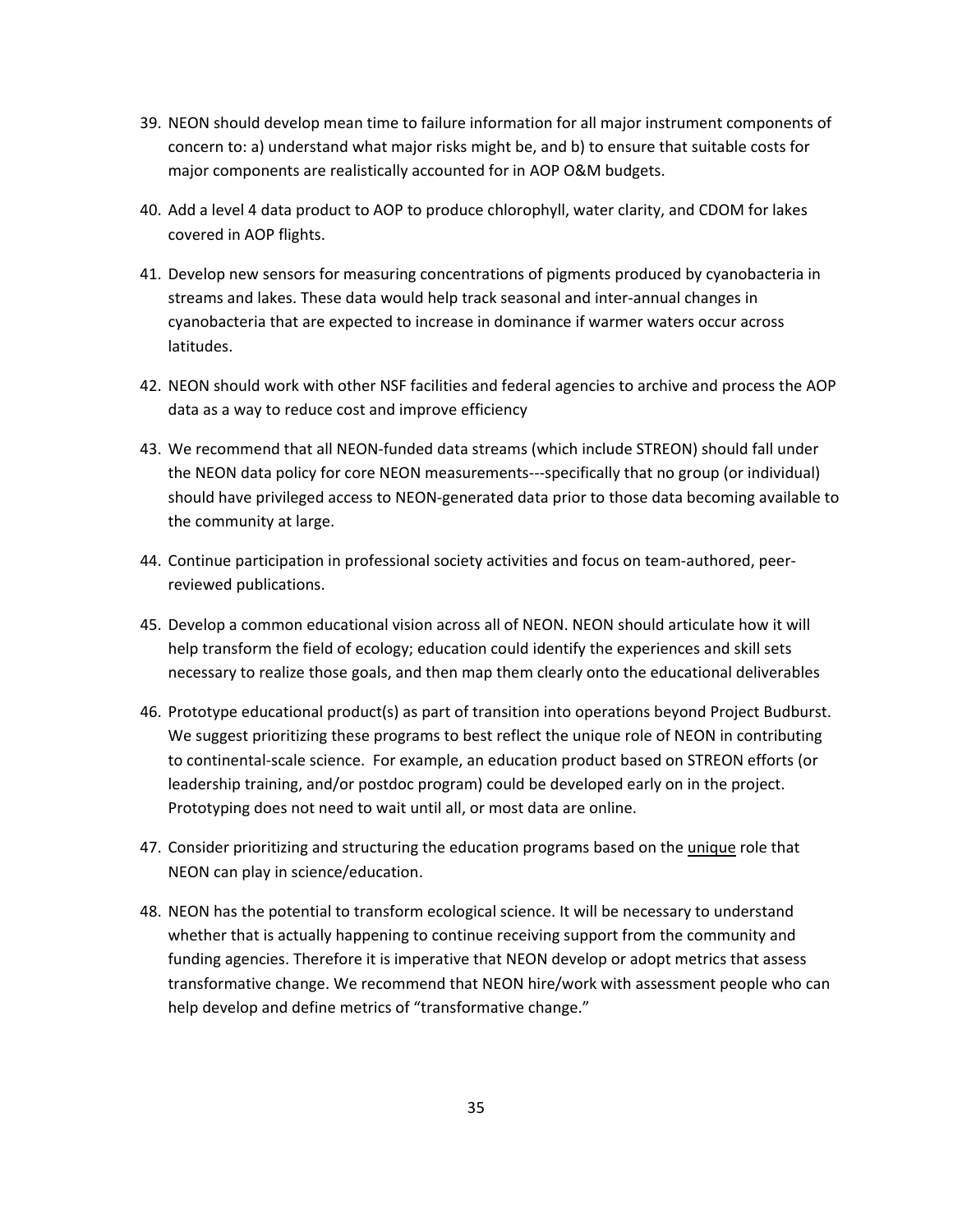39. NEON should develop mean time to failure information for all major instrument components of concern to: a) understand what major risks might be, and b) to ensure that suitable costs for major components are realistically accounted for in AOP O&M budgets.

40. Add a level 4 data product to AOP to produce chlorophyll, water clarity, and CDOM for lakes covered in AOP flights.

41. Develop new sensors for measuring concentrations of pigments produced by cyanobacteria in streams and lakes. These data would help track seasonal and inter-annual changes in cyanobacteria that are expected to increase in dominance if warmer waters occur across latitudes.

42. NEON should work with other NSF facilities and federal agencies to archive and process the AOP data as a way to reduce cost and improve efficiency

43. We recommend that all NEON-funded data streams (which include STREON) should fall under the NEON data policy for core NEON measurements---specifically that no group (or individual) should have privileged access to NEON-generated data prior to those data becoming available to the community at large.

44. Continue participation in professional society activities and focus on team-authored, peer-reviewed publications.

45. Develop a common educational vision across all of NEON. NEON should articulate how it will help transform the field of ecology; education could identify the experiences and skill sets necessary to realize those goals, and then map them clearly onto the educational deliverables

46. Prototype educational product(s) as part of transition into operations beyond Project Budburst. We suggest prioritizing these programs to best reflect the unique role of NEON in contributing to continental-scale science. For example, an education product based on STREON efforts (or leadership training, and/or postdoc program) could be developed early on in the project. Prototyping does not need to wait until all, or most data are online.

47. Consider prioritizing and structuring the education programs based on the <u>unique</u> role that NEON can play in science/education.

48. NEON has the potential to transform ecological science. It will be necessary to understand whether that is actually happening to continue receiving support from the community and funding agencies. Therefore it is imperative that NEON develop or adopt metrics that assess transformative change. We recommend that NEON hire/work with assessment people who can help develop and define metrics of "transformative change."